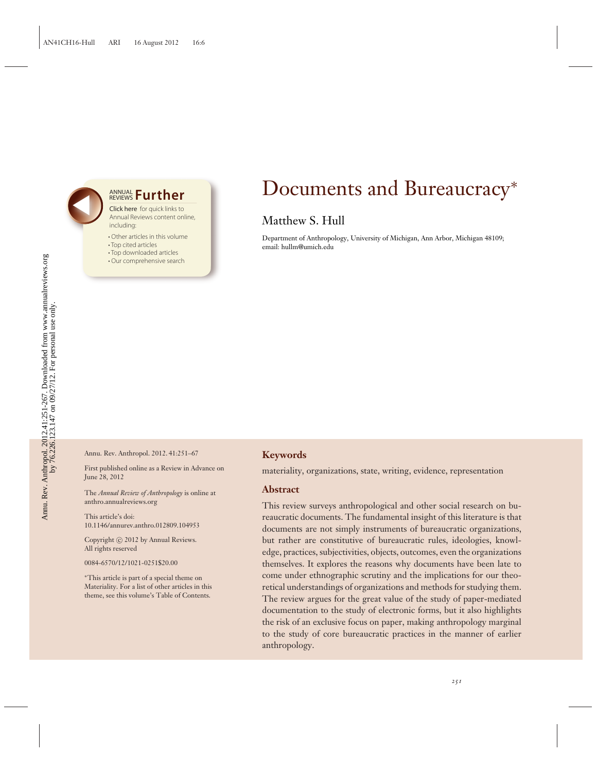# Documents and Bureaucracy*

Matthew S. Hull

Department of Anthropology, University of Michigan, Ann Arbor, Michigan 48109; email: hullm@umich.edu

Annu. Rev. Anthropol. 2012. 41:251–67

First published online as a Review in Advance on June 28, 2012

The *Annual Review of Anthropology* is online at anthro.annualreviews.org

This article's doi: 10.1146/annurev.anthro.012809.104953

Copyright © 2012 by Annual Reviews. All rights reserved

0084-6570/12/1021-0251$20.00

*This article is part of a special theme on Materiality. For a list of other articles in this theme, see this volume's Table of Contents.

## Keywords

materiality, organizations, state, writing, evidence, representation

## Abstract

This review surveys anthropological and other social research on bureaucratic documents. The fundamental insight of this literature is that documents are not simply instruments of bureaucratic organizations, but rather are constitutive of bureaucratic rules, ideologies, knowledge, practices, subjectivities, objects, outcomes, even the organizations themselves. It explores the reasons why documents have been late to come under ethnographic scrutiny and the implications for our theoretical understandings of organizations and methods for studying them. The review argues for the great value of the study of paper-mediated documentation to the study of electronic forms, but it also highlights the risk of an exclusive focus on paper, making anthropology marginal to the study of core bureaucratic practices in the manner of earlier anthropology.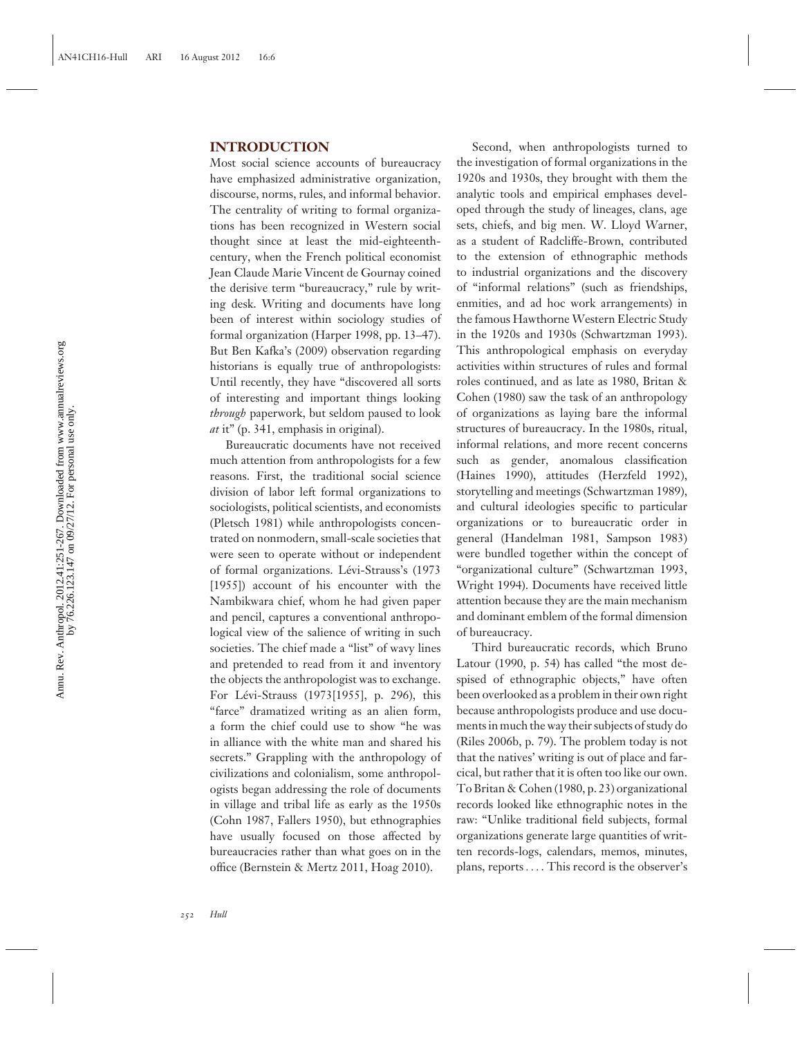## INTRODUCTION

Most social science accounts of bureaucracy have emphasized administrative organization, discourse, norms, rules, and informal behavior. The centrality of writing to formal organizations has been recognized in Western social thought since at least the mid-eighteenth-century, when the French political economist Jean Claude Marie Vincent de Gournay coined the derisive term "bureaucracy," rule by writing desk. Writing and documents have long been of interest within sociology studies of formal organization (Harper 1998, pp. 13–47). But Ben Kafka's (2009) observation regarding historians is equally true of anthropologists: Until recently, they have "discovered all sorts of interesting and important things looking *through* paperwork, but seldom paused to look *at* it" (p. 341, emphasis in original).

Bureaucratic documents have not received much attention from anthropologists for a few reasons. First, the traditional social science division of labor left formal organizations to sociologists, political scientists, and economists (Pletsch 1981) while anthropologists concentrated on nonmodern, small-scale societies that were seen to operate without or independent of formal organizations. Lévi-Strauss's (1973 [1955]) account of his encounter with the Nambikwara chief, whom he had given paper and pencil, captures a conventional anthropological view of the salience of writing in such societies. The chief made a "list" of wavy lines and pretended to read from it and inventory the objects the anthropologist was to exchange. For Lévi-Strauss (1973[1955], p. 296), this "farce" dramatized writing as an alien form, a form the chief could use to show "he was in alliance with the white man and shared his secrets." Grappling with the anthropology of civilizations and colonialism, some anthropologists began addressing the role of documents in village and tribal life as early as the 1950s (Cohn 1987, Fallers 1950), but ethnographies have usually focused on those affected by bureaucracies rather than what goes on in the office (Bernstein & Mertz 2011, Hoag 2010).

Second, when anthropologists turned to the investigation of formal organizations in the 1920s and 1930s, they brought with them the analytic tools and empirical emphases developed through the study of lineages, clans, age sets, chiefs, and big men. W. Lloyd Warner, as a student of Radcliffe-Brown, contributed to the extension of ethnographic methods to industrial organizations and the discovery of "informal relations" (such as friendships, enmities, and ad hoc work arrangements) in the famous Hawthorne Western Electric Study in the 1920s and 1930s (Schwartzman 1993). This anthropological emphasis on everyday activities within structures of rules and formal roles continued, and as late as 1980, Britan & Cohen (1980) saw the task of an anthropology of organizations as laying bare the informal structures of bureaucracy. In the 1980s, ritual, informal relations, and more recent concerns such as gender, anomalous classification (Haines 1990), attitudes (Herzfeld 1992), storytelling and meetings (Schwartzman 1989), and cultural ideologies specific to particular organizations or to bureaucratic order in general (Handelman 1981, Sampson 1983) were bundled together within the concept of "organizational culture" (Schwartzman 1993, Wright 1994). Documents have received little attention because they are the main mechanism and dominant emblem of the formal dimension of bureaucracy.

Third bureaucratic records, which Bruno Latour (1990, p. 54) has called "the most despised of ethnographic objects," have often been overlooked as a problem in their own right because anthropologists produce and use documents in much the way their subjects of study do (Riles 2006b, p. 79). The problem today is not that the natives' writing is out of place and farcical, but rather that it is often too like our own. To Britan & Cohen (1980, p. 23) organizational records looked like ethnographic notes in the raw: "Unlike traditional field subjects, formal organizations generate large quantities of written records-logs, calendars, memos, minutes, plans, reports . . . . This record is the observer's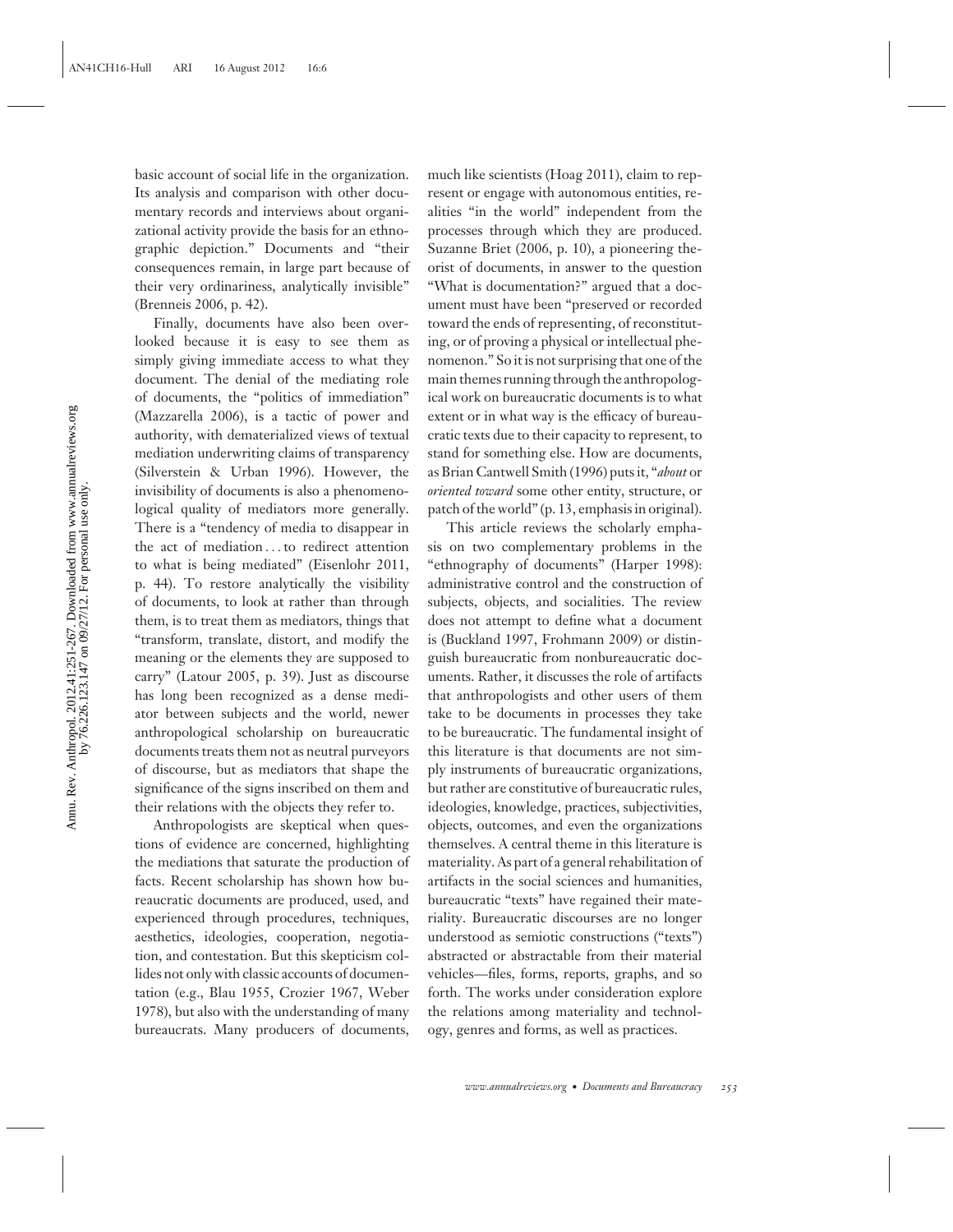basic account of social life in the organization. Its analysis and comparison with other documentary records and interviews about organizational activity provide the basis for an ethnographic depiction." Documents and "their consequences remain, in large part because of their very ordinariness, analytically invisible" (Brenneis 2006, p. 42).

Finally, documents have also been overlooked because it is easy to see them as simply giving immediate access to what they document. The denial of the mediating role of documents, the "politics of immediation" (Mazzarella 2006), is a tactic of power and authority, with dematerialized views of textual mediation underwriting claims of transparency (Silverstein & Urban 1996). However, the invisibility of documents is also a phenomenological quality of mediators more generally. There is a "tendency of media to disappear in the act of mediation . . . to redirect attention to what is being mediated" (Eisenlohr 2011, p. 44). To restore analytically the visibility of documents, to look at rather than through them, is to treat them as mediators, things that "transform, translate, distort, and modify the meaning or the elements they are supposed to carry" (Latour 2005, p. 39). Just as discourse has long been recognized as a dense mediator between subjects and the world, newer anthropological scholarship on bureaucratic documents treats them not as neutral purveyors of discourse, but as mediators that shape the significance of the signs inscribed on them and their relations with the objects they refer to.

Anthropologists are skeptical when questions of evidence are concerned, highlighting the mediations that saturate the production of facts. Recent scholarship has shown how bureaucratic documents are produced, used, and experienced through procedures, techniques, aesthetics, ideologies, cooperation, negotiation, and contestation. But this skepticism collides not only with classic accounts of documentation (e.g., Blau 1955, Crozier 1967, Weber 1978), but also with the understanding of many bureaucrats. Many producers of documents, much like scientists (Hoag 2011), claim to represent or engage with autonomous entities, realities "in the world" independent from the processes through which they are produced. Suzanne Briet (2006, p. 10), a pioneering theorist of documents, in answer to the question "What is documentation?" argued that a document must have been "preserved or recorded toward the ends of representing, of reconstituting, or of proving a physical or intellectual phenomenon." So it is not surprising that one of the main themes running through the anthropological work on bureaucratic documents is to what extent or in what way is the efficacy of bureaucratic texts due to their capacity to represent, to stand for something else. How are documents, as Brian Cantwell Smith (1996) puts it, "*about* or *oriented toward* some other entity, structure, or patch of the world" (p. 13, emphasis in original).

This article reviews the scholarly emphasis on two complementary problems in the "ethnography of documents" (Harper 1998): administrative control and the construction of subjects, objects, and socialities. The review does not attempt to define what a document is (Buckland 1997, Frohmann 2009) or distinguish bureaucratic from nonbureaucratic documents. Rather, it discusses the role of artifacts that anthropologists and other users of them take to be documents in processes they take to be bureaucratic. The fundamental insight of this literature is that documents are not simply instruments of bureaucratic organizations, but rather are constitutive of bureaucratic rules, ideologies, knowledge, practices, subjectivities, objects, outcomes, and even the organizations themselves. A central theme in this literature is materiality. As part of a general rehabilitation of artifacts in the social sciences and humanities, bureaucratic "texts" have regained their materiality. Bureaucratic discourses are no longer understood as semiotic constructions ("texts") abstracted or abstractable from their material vehicles—files, forms, reports, graphs, and so forth. The works under consideration explore the relations among materiality and technology, genres and forms, as well as practices.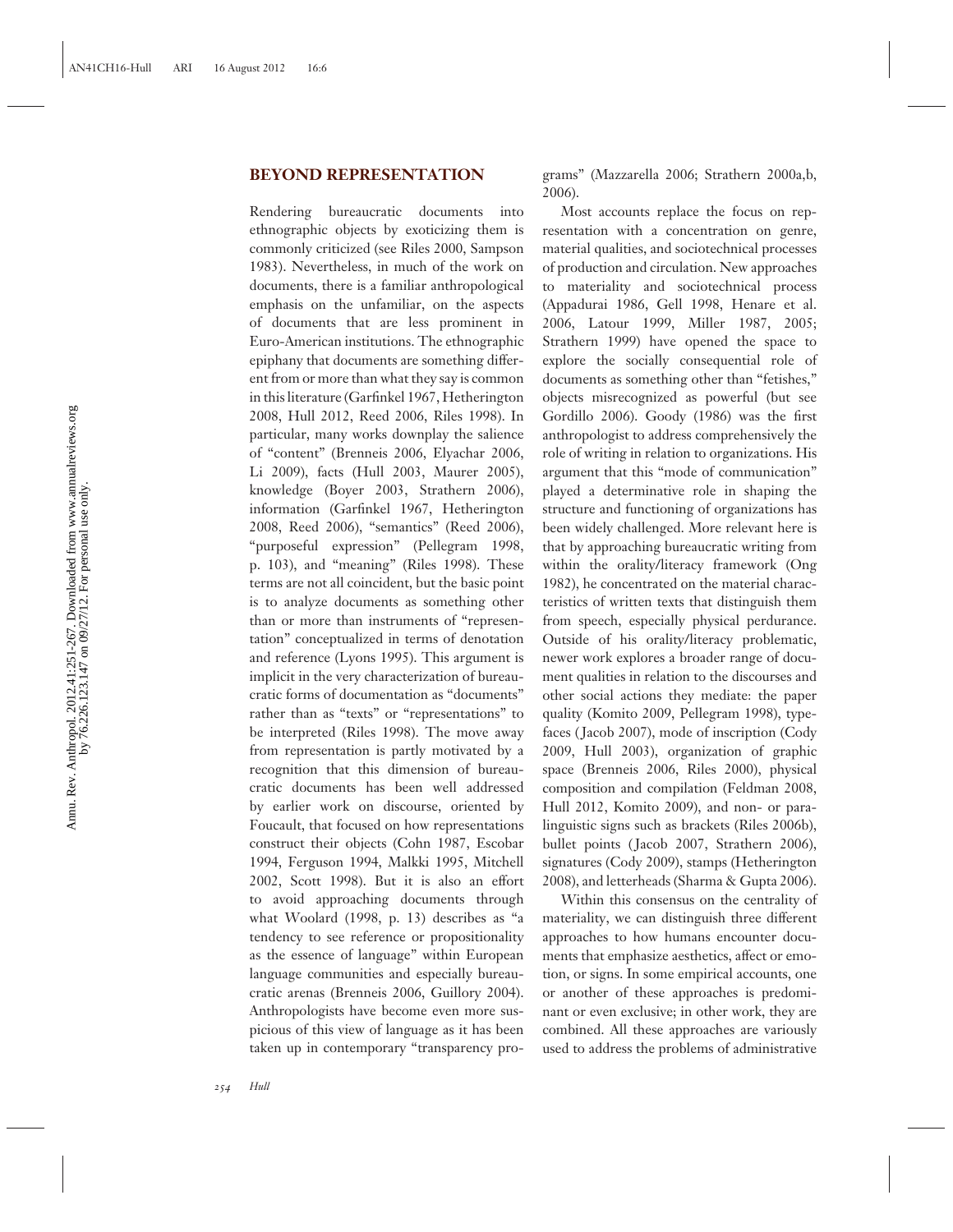## BEYOND REPRESENTATION

Rendering bureaucratic documents into ethnographic objects by exoticizing them is commonly criticized (see Riles 2000, Sampson 1983). Nevertheless, in much of the work on documents, there is a familiar anthropological emphasis on the unfamiliar, on the aspects of documents that are less prominent in Euro-American institutions. The ethnographic epiphany that documents are something different from or more than what they say is common in this literature (Garfinkel 1967, Hetherington 2008, Hull 2012, Reed 2006, Riles 1998). In particular, many works downplay the salience of "content" (Brenneis 2006, Elyachar 2006, Li 2009), facts (Hull 2003, Maurer 2005), knowledge (Boyer 2003, Strathern 2006), information (Garfinkel 1967, Hetherington 2008, Reed 2006), "semantics" (Reed 2006), "purposeful expression" (Pellegram 1998, p. 103), and "meaning" (Riles 1998). These terms are not all coincident, but the basic point is to analyze documents as something other than or more than instruments of "representation" conceptualized in terms of denotation and reference (Lyons 1995). This argument is implicit in the very characterization of bureaucratic forms of documentation as "documents" rather than as "texts" or "representations" to be interpreted (Riles 1998). The move away from representation is partly motivated by a recognition that this dimension of bureaucratic documents has been well addressed by earlier work on discourse, oriented by Foucault, that focused on how representations construct their objects (Cohn 1987, Escobar 1994, Ferguson 1994, Malkki 1995, Mitchell 2002, Scott 1998). But it is also an effort to avoid approaching documents through what Woolard (1998, p. 13) describes as "a tendency to see reference or propositionality as the essence of language" within European language communities and especially bureaucratic arenas (Brenneis 2006, Guillory 2004). Anthropologists have become even more suspicious of this view of language as it has been taken up in contemporary "transparency programs" (Mazzarella 2006; Strathern 2000a,b, 2006).

Most accounts replace the focus on representation with a concentration on genre, material qualities, and sociotechnical processes of production and circulation. New approaches to materiality and sociotechnical process (Appadurai 1986, Gell 1998, Henare et al. 2006, Latour 1999, Miller 1987, 2005; Strathern 1999) have opened the space to explore the socially consequential role of documents as something other than "fetishes," objects misrecognized as powerful (but see Gordillo 2006). Goody (1986) was the first anthropologist to address comprehensively the role of writing in relation to organizations. His argument that this "mode of communication" played a determinative role in shaping the structure and functioning of organizations has been widely challenged. More relevant here is that by approaching bureaucratic writing from within the orality/literacy framework (Ong 1982), he concentrated on the material characteristics of written texts that distinguish them from speech, especially physical perdurance. Outside of his orality/literacy problematic, newer work explores a broader range of document qualities in relation to the discourses and other social actions they mediate: the paper quality (Komito 2009, Pellegram 1998), typefaces (Jacob 2007), mode of inscription (Cody 2009, Hull 2003), organization of graphic space (Brenneis 2006, Riles 2000), physical composition and compilation (Feldman 2008, Hull 2012, Komito 2009), and non- or paralinguistic signs such as brackets (Riles 2006b), bullet points (Jacob 2007, Strathern 2006), signatures (Cody 2009), stamps (Hetherington 2008), and letterheads (Sharma & Gupta 2006).

Within this consensus on the centrality of materiality, we can distinguish three different approaches to how humans encounter documents that emphasize aesthetics, affect or emotion, or signs. In some empirical accounts, one or another of these approaches is predominant or even exclusive; in other work, they are combined. All these approaches are variously used to address the problems of administrative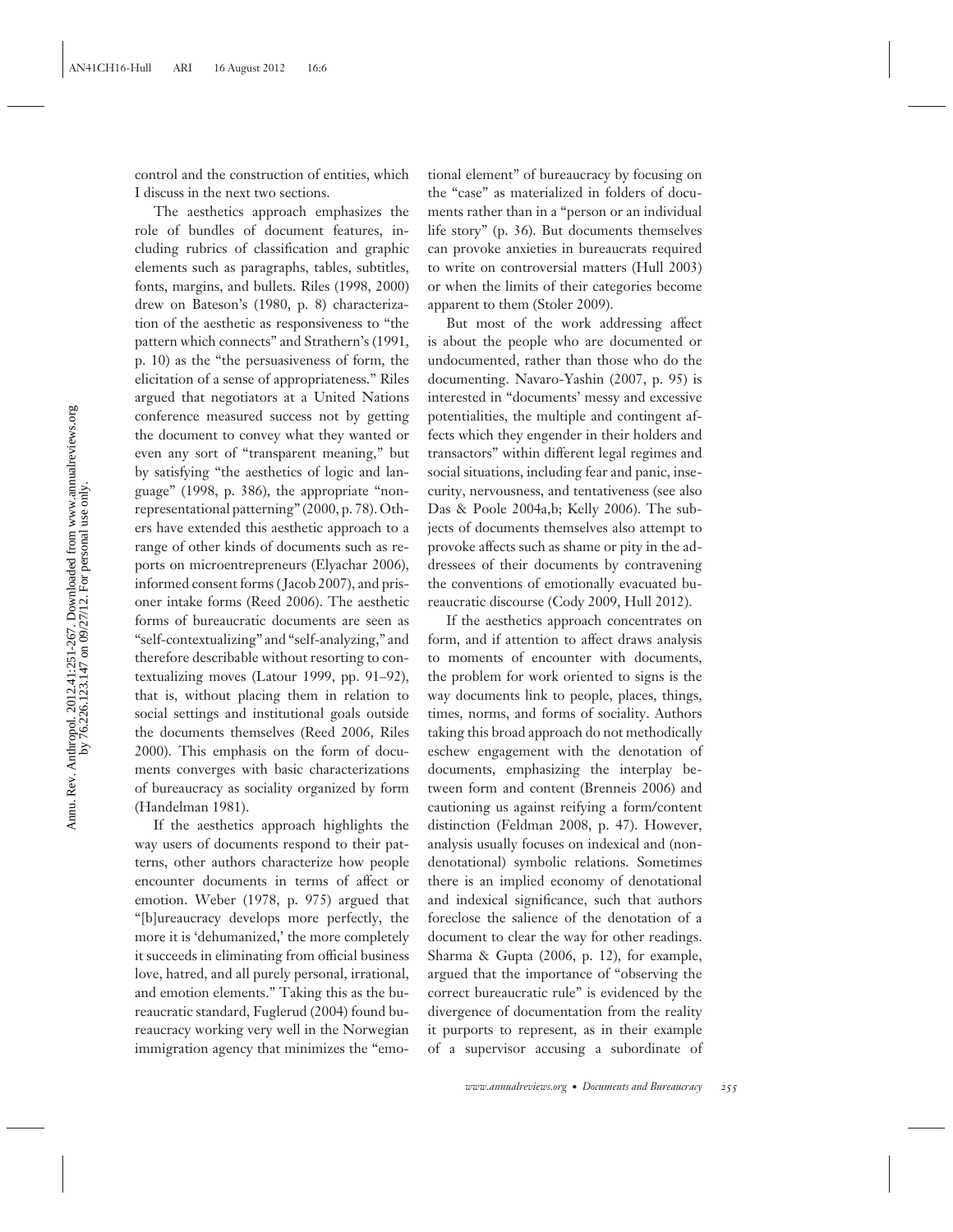control and the construction of entities, which I discuss in the next two sections.

The aesthetics approach emphasizes the role of bundles of document features, including rubrics of classification and graphic elements such as paragraphs, tables, subtitles, fonts, margins, and bullets. Riles (1998, 2000) drew on Bateson's (1980, p. 8) characterization of the aesthetic as responsiveness to "the pattern which connects" and Strathern's (1991, p. 10) as the "the persuasiveness of form, the elicitation of a sense of appropriateness." Riles argued that negotiators at a United Nations conference measured success not by getting the document to convey what they wanted or even any sort of "transparent meaning," but by satisfying "the aesthetics of logic and language" (1998, p. 386), the appropriate "nonrepresentational patterning" (2000, p. 78). Others have extended this aesthetic approach to a range of other kinds of documents such as reports on microentrepreneurs (Elyachar 2006), informed consent forms (Jacob 2007), and prisoner intake forms (Reed 2006). The aesthetic forms of bureaucratic documents are seen as "self-contextualizing" and "self-analyzing," and therefore describable without resorting to contextualizing moves (Latour 1999, pp. 91–92), that is, without placing them in relation to social settings and institutional goals outside the documents themselves (Reed 2006, Riles 2000). This emphasis on the form of documents converges with basic characterizations of bureaucracy as sociality organized by form (Handelman 1981).

If the aesthetics approach highlights the way users of documents respond to their patterns, other authors characterize how people encounter documents in terms of affect or emotion. Weber (1978, p. 975) argued that "[b]ureaucracy develops more perfectly, the more it is 'dehumanized,' the more completely it succeeds in eliminating from official business love, hatred, and all purely personal, irrational, and emotion elements." Taking this as the bureaucratic standard, Fuglerud (2004) found bureaucracy working very well in the Norwegian immigration agency that minimizes the "emotional element" of bureaucracy by focusing on the "case" as materialized in folders of documents rather than in a "person or an individual life story" (p. 36). But documents themselves can provoke anxieties in bureaucrats required to write on controversial matters (Hull 2003) or when the limits of their categories become apparent to them (Stoler 2009).

But most of the work addressing affect is about the people who are documented or undocumented, rather than those who do the documenting. Navaro-Yashin (2007, p. 95) is interested in "documents' messy and excessive potentialities, the multiple and contingent affects which they engender in their holders and transactors" within different legal regimes and social situations, including fear and panic, insecurity, nervousness, and tentativeness (see also Das & Poole 2004a,b; Kelly 2006). The subjects of documents themselves also attempt to provoke affects such as shame or pity in the addressees of their documents by contravening the conventions of emotionally evacuated bureaucratic discourse (Cody 2009, Hull 2012).

If the aesthetics approach concentrates on form, and if attention to affect draws analysis to moments of encounter with documents, the problem for work oriented to signs is the way documents link to people, places, things, times, norms, and forms of sociality. Authors taking this broad approach do not methodically eschew engagement with the denotation of documents, emphasizing the interplay between form and content (Brenneis 2006) and cautioning us against reifying a form/content distinction (Feldman 2008, p. 47). However, analysis usually focuses on indexical and (non-denotational) symbolic relations. Sometimes there is an implied economy of denotational and indexical significance, such that authors foreclose the salience of the denotation of a document to clear the way for other readings. Sharma & Gupta (2006, p. 12), for example, argued that the importance of "observing the correct bureaucratic rule" is evidenced by the divergence of documentation from the reality it purports to represent, as in their example of a supervisor accusing a subordinate of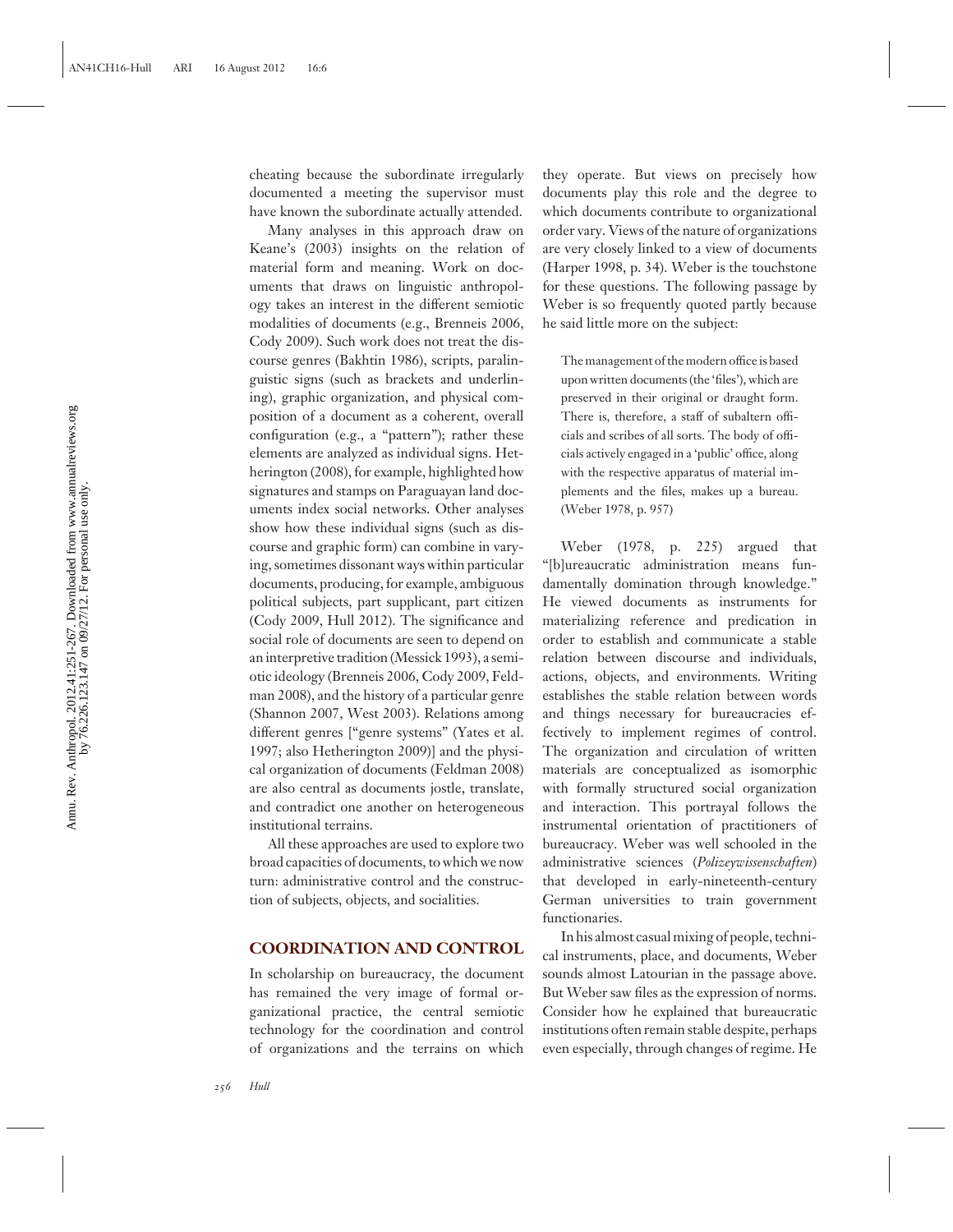cheating because the subordinate irregularly documented a meeting the supervisor must have known the subordinate actually attended.

Many analyses in this approach draw on Keane's (2003) insights on the relation of material form and meaning. Work on documents that draws on linguistic anthropology takes an interest in the different semiotic modalities of documents (e.g., Brenneis 2006, Cody 2009). Such work does not treat the discourse genres (Bakhtin 1986), scripts, paralinguistic signs (such as brackets and underlining), graphic organization, and physical composition of a document as a coherent, overall configuration (e.g., a "pattern"); rather these elements are analyzed as individual signs. Hetherington (2008), for example, highlighted how signatures and stamps on Paraguayan land documents index social networks. Other analyses show how these individual signs (such as discourse and graphic form) can combine in varying, sometimes dissonant ways within particular documents, producing, for example, ambiguous political subjects, part supplicant, part citizen (Cody 2009, Hull 2012). The significance and social role of documents are seen to depend on an interpretive tradition (Messick 1993), a semiotic ideology (Brenneis 2006, Cody 2009, Feldman 2008), and the history of a particular genre (Shannon 2007, West 2003). Relations among different genres ["genre systems" (Yates et al. 1997; also Hetherington 2009)] and the physical organization of documents (Feldman 2008) are also central as documents jostle, translate, and contradict one another on heterogeneous institutional terrains.

All these approaches are used to explore two broad capacities of documents, to which we now turn: administrative control and the construction of subjects, objects, and socialities.

## COORDINATION AND CONTROL

In scholarship on bureaucracy, the document has remained the very image of formal organizational practice, the central semiotic technology for the coordination and control of organizations and the terrains on which they operate. But views on precisely how documents play this role and the degree to which documents contribute to organizational order vary. Views of the nature of organizations are very closely linked to a view of documents (Harper 1998, p. 34). Weber is the touchstone for these questions. The following passage by Weber is so frequently quoted partly because he said little more on the subject:

> The management of the modern office is based upon written documents (the 'files'), which are preserved in their original or draught form. There is, therefore, a staff of subaltern officials and scribes of all sorts. The body of officials actively engaged in a 'public' office, along with the respective apparatus of material implements and the files, makes up a bureau. (Weber 1978, p. 957)

Weber (1978, p. 225) argued that "[b]ureaucratic administration means fundamentally domination through knowledge." He viewed documents as instruments for materializing reference and predication in order to establish and communicate a stable relation between discourse and individuals, actions, objects, and environments. Writing establishes the stable relation between words and things necessary for bureaucracies effectively to implement regimes of control. The organization and circulation of written materials are conceptualized as isomorphic with formally structured social organization and interaction. This portrayal follows the instrumental orientation of practitioners of bureaucracy. Weber was well schooled in the administrative sciences (*Polizeywissenschaften*) that developed in early-nineteenth-century German universities to train government functionaries.

In his almost casual mixing of people, technical instruments, place, and documents, Weber sounds almost Latourian in the passage above. But Weber saw files as the expression of norms. Consider how he explained that bureaucratic institutions often remain stable despite, perhaps even especially, through changes of regime. He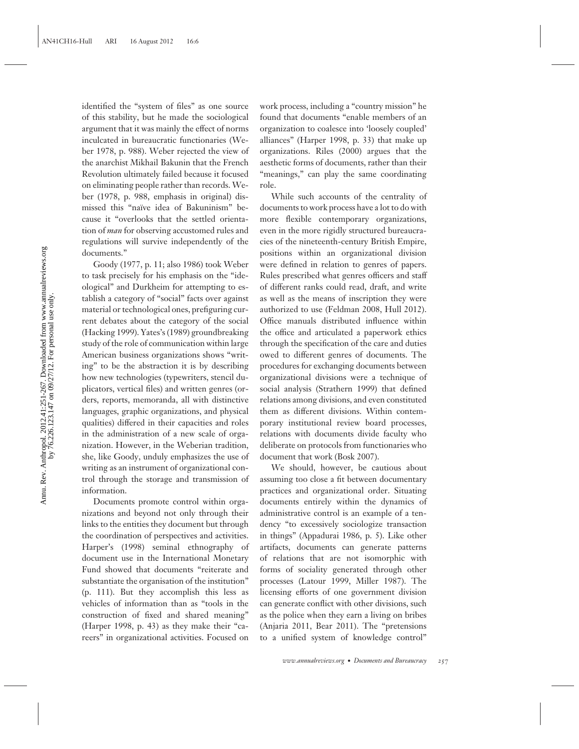identified the "system of files" as one source of this stability, but he made the sociological argument that it was mainly the effect of norms inculcated in bureaucratic functionaries (Weber 1978, p. 988). Weber rejected the view of the anarchist Mikhail Bakunin that the French Revolution ultimately failed because it focused on eliminating people rather than records. Weber (1978, p. 988, emphasis in original) dismissed this "naïve idea of Bakuninism" because it "overlooks that the settled orientation of *man* for observing accustomed rules and regulations will survive independently of the documents."

Goody (1977, p. 11; also 1986) took Weber to task precisely for his emphasis on the "ideological" and Durkheim for attempting to establish a category of "social" facts over against material or technological ones, prefiguring current debates about the category of the social (Hacking 1999). Yates's (1989) groundbreaking study of the role of communication within large American business organizations shows "writing" to be the abstraction it is by describing how new technologies (typewriters, stencil duplicators, vertical files) and written genres (orders, reports, memoranda, all with distinctive languages, graphic organizations, and physical qualities) differed in their capacities and roles in the administration of a new scale of organization. However, in the Weberian tradition, she, like Goody, unduly emphasizes the use of writing as an instrument of organizational control through the storage and transmission of information.

Documents promote control within organizations and beyond not only through their links to the entities they document but through the coordination of perspectives and activities. Harper's (1998) seminal ethnography of document use in the International Monetary Fund showed that documents "reiterate and substantiate the organisation of the institution" (p. 111). But they accomplish this less as vehicles of information than as "tools in the construction of fixed and shared meaning" (Harper 1998, p. 43) as they make their "careers" in organizational activities. Focused on work process, including a "country mission" he found that documents "enable members of an organization to coalesce into 'loosely coupled' alliances" (Harper 1998, p. 33) that make up organizations. Riles (2000) argues that the aesthetic forms of documents, rather than their "meanings," can play the same coordinating role.

While such accounts of the centrality of documents to work process have a lot to do with more flexible contemporary organizations, even in the more rigidly structured bureaucracies of the nineteenth-century British Empire, positions within an organizational division were defined in relation to genres of papers. Rules prescribed what genres officers and staff of different ranks could read, draft, and write as well as the means of inscription they were authorized to use (Feldman 2008, Hull 2012). Office manuals distributed influence within the office and articulated a paperwork ethics through the specification of the care and duties owed to different genres of documents. The procedures for exchanging documents between organizational divisions were a technique of social analysis (Strathern 1999) that defined relations among divisions, and even constituted them as different divisions. Within contemporary institutional review board processes, relations with documents divide faculty who deliberate on protocols from functionaries who document that work (Bosk 2007).

We should, however, be cautious about assuming too close a fit between documentary practices and organizational order. Situating documents entirely within the dynamics of administrative control is an example of a tendency "to excessively sociologize transaction in things" (Appadurai 1986, p. 5). Like other artifacts, documents can generate patterns of relations that are not isomorphic with forms of sociality generated through other processes (Latour 1999, Miller 1987). The licensing efforts of one government division can generate conflict with other divisions, such as the police when they earn a living on bribes (Anjaria 2011, Bear 2011). The "pretensions to a unified system of knowledge control"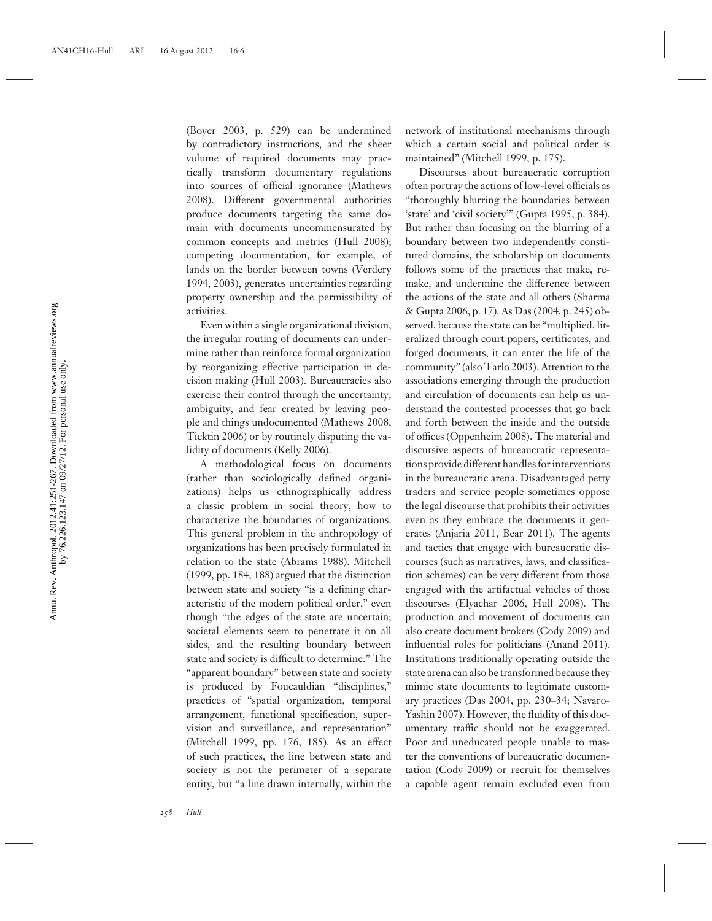(Boyer 2003, p. 529) can be undermined by contradictory instructions, and the sheer volume of required documents may practically transform documentary regulations into sources of official ignorance (Mathews 2008). Different governmental authorities produce documents targeting the same domain with documents uncommensurated by common concepts and metrics (Hull 2008); competing documentation, for example, of lands on the border between towns (Verdery 1994, 2003), generates uncertainties regarding property ownership and the permissibility of activities.

Even within a single organizational division, the irregular routing of documents can undermine rather than reinforce formal organization by reorganizing effective participation in decision making (Hull 2003). Bureaucracies also exercise their control through the uncertainty, ambiguity, and fear created by leaving people and things undocumented (Mathews 2008, Ticktin 2006) or by routinely disputing the validity of documents (Kelly 2006).

A methodological focus on documents (rather than sociologically defined organizations) helps us ethnographically address a classic problem in social theory, how to characterize the boundaries of organizations. This general problem in the anthropology of organizations has been precisely formulated in relation to the state (Abrams 1988). Mitchell (1999, pp. 184, 188) argued that the distinction between state and society "is a defining characteristic of the modern political order," even though "the edges of the state are uncertain; societal elements seem to penetrate it on all sides, and the resulting boundary between state and society is difficult to determine." The "apparent boundary" between state and society is produced by Foucauldian "disciplines," practices of "spatial organization, temporal arrangement, functional specification, supervision and surveillance, and representation" (Mitchell 1999, pp. 176, 185). As an effect of such practices, the line between state and society is not the perimeter of a separate entity, but "a line drawn internally, within the network of institutional mechanisms through which a certain social and political order is maintained" (Mitchell 1999, p. 175).

Discourses about bureaucratic corruption often portray the actions of low-level officials as "thoroughly blurring the boundaries between 'state' and 'civil society'" (Gupta 1995, p. 384). But rather than focusing on the blurring of a boundary between two independently constituted domains, the scholarship on documents follows some of the practices that make, remake, and undermine the difference between the actions of the state and all others (Sharma & Gupta 2006, p. 17). As Das (2004, p. 245) observed, because the state can be "multiplied, literalized through court papers, certificates, and forged documents, it can enter the life of the community" (also Tarlo 2003). Attention to the associations emerging through the production and circulation of documents can help us understand the contested processes that go back and forth between the inside and the outside of offices (Oppenheim 2008). The material and discursive aspects of bureaucratic representations provide different handles for interventions in the bureaucratic arena. Disadvantaged petty traders and service people sometimes oppose the legal discourse that prohibits their activities even as they embrace the documents it generates (Anjaria 2011, Bear 2011). The agents and tactics that engage with bureaucratic discourses (such as narratives, laws, and classification schemes) can be very different from those engaged with the artifactual vehicles of those discourses (Elyachar 2006, Hull 2008). The production and movement of documents can also create document brokers (Cody 2009) and influential roles for politicians (Anand 2011). Institutions traditionally operating outside the state arena can also be transformed because they mimic state documents to legitimate customary practices (Das 2004, pp. 230–34; Navaro-Yashin 2007). However, the fluidity of this documentary traffic should not be exaggerated. Poor and uneducated people unable to master the conventions of bureaucratic documentation (Cody 2009) or recruit for themselves a capable agent remain excluded even from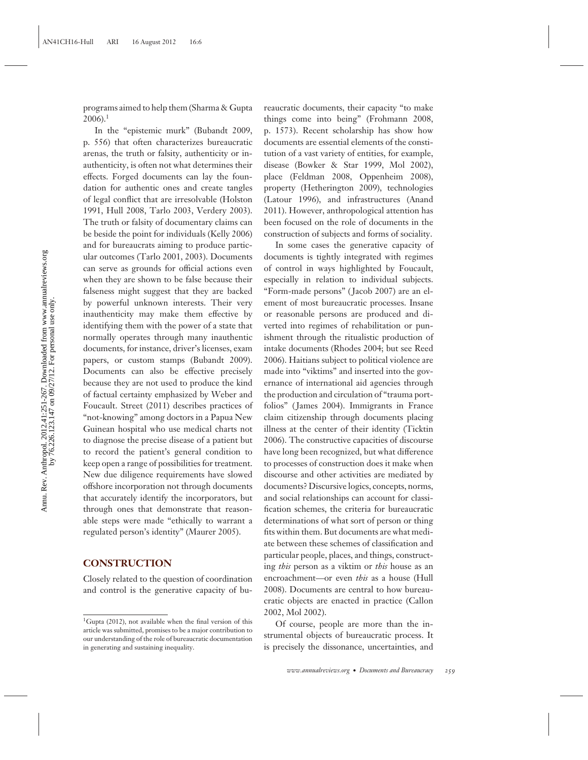programs aimed to help them (Sharma & Gupta 2006).[1]

In the "epistemic murk" (Bubandt 2009, p. 556) that often characterizes bureaucratic arenas, the truth or falsity, authenticity or inauthenticity, is often not what determines their effects. Forged documents can lay the foundation for authentic ones and create tangles of legal conflict that are irresolvable (Holston 1991, Hull 2008, Tarlo 2003, Verdery 2003). The truth or falsity of documentary claims can be beside the point for individuals (Kelly 2006) and for bureaucrats aiming to produce particular outcomes (Tarlo 2001, 2003). Documents can serve as grounds for official actions even when they are shown to be false because their falseness might suggest that they are backed by powerful unknown interests. Their very inauthenticity may make them effective by identifying them with the power of a state that normally operates through many inauthentic documents, for instance, driver's licenses, exam papers, or custom stamps (Bubandt 2009). Documents can also be effective precisely because they are not used to produce the kind of factual certainty emphasized by Weber and Foucault. Street (2011) describes practices of "not-knowing" among doctors in a Papua New Guinean hospital who use medical charts not to diagnose the precise disease of a patient but to record the patient's general condition to keep open a range of possibilities for treatment. New due diligence requirements have slowed offshore incorporation not through documents that accurately identify the incorporators, but through ones that demonstrate that reasonable steps were made "ethically to warrant a regulated person's identity" (Maurer 2005).

## CONSTRUCTION

Closely related to the question of coordination and control is the generative capacity of bureaucratic documents, their capacity "to make things come into being" (Frohmann 2008, p. 1573). Recent scholarship has show how documents are essential elements of the constitution of a vast variety of entities, for example, disease (Bowker & Star 1999, Mol 2002), place (Feldman 2008, Oppenheim 2008), property (Hetherington 2009), technologies (Latour 1996), and infrastructures (Anand 2011). However, anthropological attention has been focused on the role of documents in the construction of subjects and forms of sociality.

In some cases the generative capacity of documents is tightly integrated with regimes of control in ways highlighted by Foucault, especially in relation to individual subjects. "Form-made persons" (Jacob 2007) are an element of most bureaucratic processes. Insane or reasonable persons are produced and diverted into regimes of rehabilitation or punishment through the ritualistic production of intake documents (Rhodes 2004; but see Reed 2006). Haitians subject to political violence are made into "viktims" and inserted into the governance of international aid agencies through the production and circulation of "trauma portfolios" (James 2004). Immigrants in France claim citizenship through documents placing illness at the center of their identity (Ticktin 2006). The constructive capacities of discourse have long been recognized, but what difference to processes of construction does it make when discourse and other activities are mediated by documents? Discursive logics, concepts, norms, and social relationships can account for classification schemes, the criteria for bureaucratic determinations of what sort of person or thing fits within them. But documents are what mediate between these schemes of classification and particular people, places, and things, constructing *this* person as a viktim or *this* house as an encroachment—or even *this* as a house (Hull 2008). Documents are central to how bureaucratic objects are enacted in practice (Callon 2002, Mol 2002).

Of course, people are more than the instrumental objects of bureaucratic process. It is precisely the dissonance, uncertainties, and

[1] Gupta (2012), not available when the final version of this article was submitted, promises to be a major contribution to our understanding of the role of bureaucratic documentation in generating and sustaining inequality.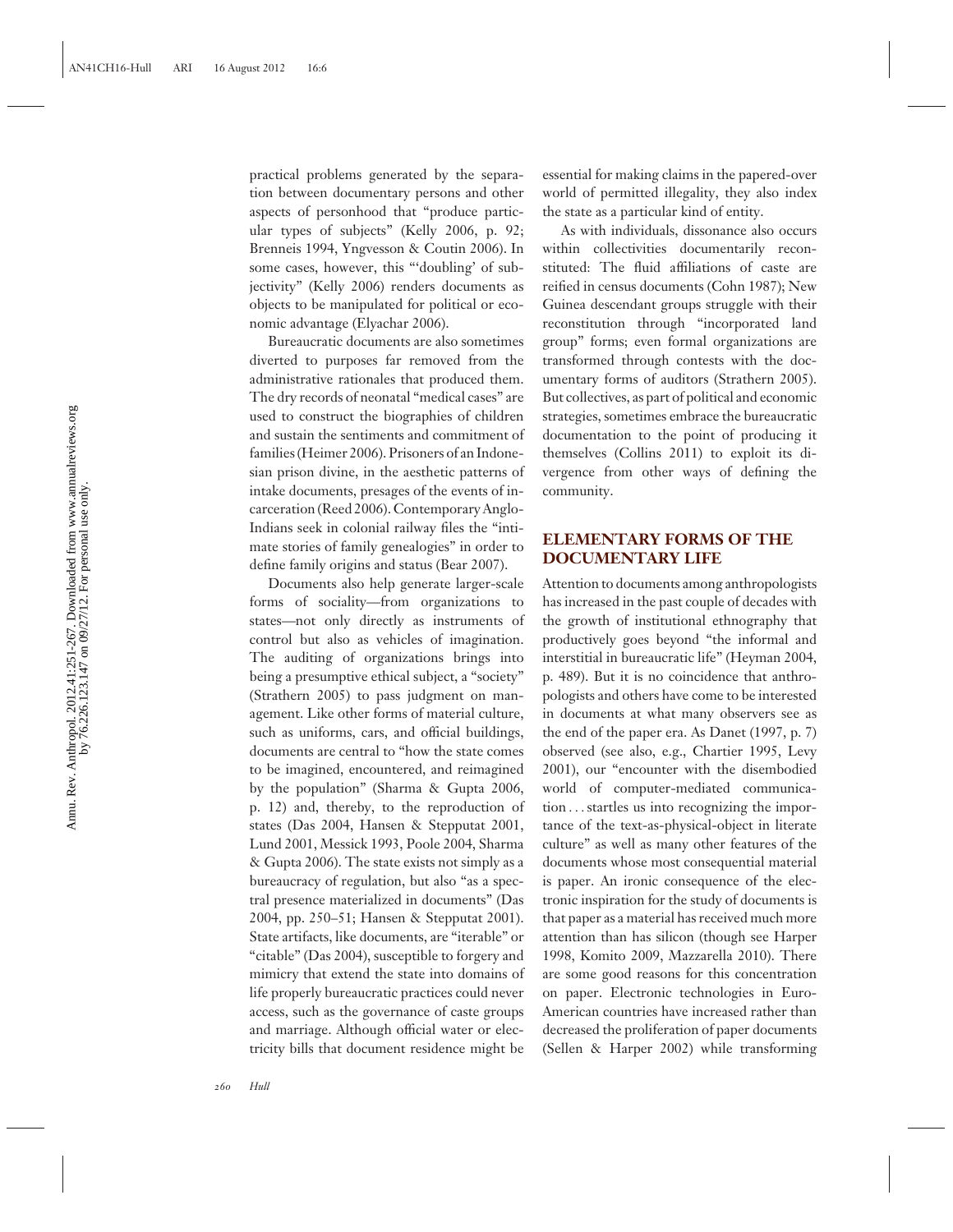practical problems generated by the separation between documentary persons and other aspects of personhood that "produce particular types of subjects" (Kelly 2006, p. 92; Brenneis 1994, Yngvesson & Coutin 2006). In some cases, however, this "'doubling' of subjectivity" (Kelly 2006) renders documents as objects to be manipulated for political or economic advantage (Elyachar 2006).

Bureaucratic documents are also sometimes diverted to purposes far removed from the administrative rationales that produced them. The dry records of neonatal "medical cases" are used to construct the biographies of children and sustain the sentiments and commitment of families (Heimer 2006). Prisoners of an Indonesian prison divine, in the aesthetic patterns of intake documents, presages of the events of incarceration (Reed 2006). Contemporary Anglo-Indians seek in colonial railway files the "intimate stories of family genealogies" in order to define family origins and status (Bear 2007).

Documents also help generate larger-scale forms of sociality—from organizations to states—not only directly as instruments of control but also as vehicles of imagination. The auditing of organizations brings into being a presumptive ethical subject, a "society" (Strathern 2005) to pass judgment on management. Like other forms of material culture, such as uniforms, cars, and official buildings, documents are central to "how the state comes to be imagined, encountered, and reimagined by the population" (Sharma & Gupta 2006, p. 12) and, thereby, to the reproduction of states (Das 2004, Hansen & Stepputat 2001, Lund 2001, Messick 1993, Poole 2004, Sharma & Gupta 2006). The state exists not simply as a bureaucracy of regulation, but also "as a spectral presence materialized in documents" (Das 2004, pp. 250–51; Hansen & Stepputat 2001). State artifacts, like documents, are "iterable" or "citable" (Das 2004), susceptible to forgery and mimicry that extend the state into domains of life properly bureaucratic practices could never access, such as the governance of caste groups and marriage. Although official water or electricity bills that document residence might be essential for making claims in the papered-over world of permitted illegality, they also index the state as a particular kind of entity.

As with individuals, dissonance also occurs within collectivities documentarily reconstituted: The fluid affiliations of caste are reified in census documents (Cohn 1987); New Guinea descendant groups struggle with their reconstitution through "incorporated land group" forms; even formal organizations are transformed through contests with the documentary forms of auditors (Strathern 2005). But collectives, as part of political and economic strategies, sometimes embrace the bureaucratic documentation to the point of producing it themselves (Collins 2011) to exploit its divergence from other ways of defining the community.

## ELEMENTARY FORMS OF THE DOCUMENTARY LIFE

Attention to documents among anthropologists has increased in the past couple of decades with the growth of institutional ethnography that productively goes beyond "the informal and interstitial in bureaucratic life" (Heyman 2004, p. 489). But it is no coincidence that anthropologists and others have come to be interested in documents at what many observers see as the end of the paper era. As Danet (1997, p. 7) observed (see also, e.g., Chartier 1995, Levy 2001), our "encounter with the disembodied world of computer-mediated communication . . . startles us into recognizing the importance of the text-as-physical-object in literate culture" as well as many other features of the documents whose most consequential material is paper. An ironic consequence of the electronic inspiration for the study of documents is that paper as a material has received much more attention than has silicon (though see Harper 1998, Komito 2009, Mazzarella 2010). There are some good reasons for this concentration on paper. Electronic technologies in Euro-American countries have increased rather than decreased the proliferation of paper documents (Sellen & Harper 2002) while transforming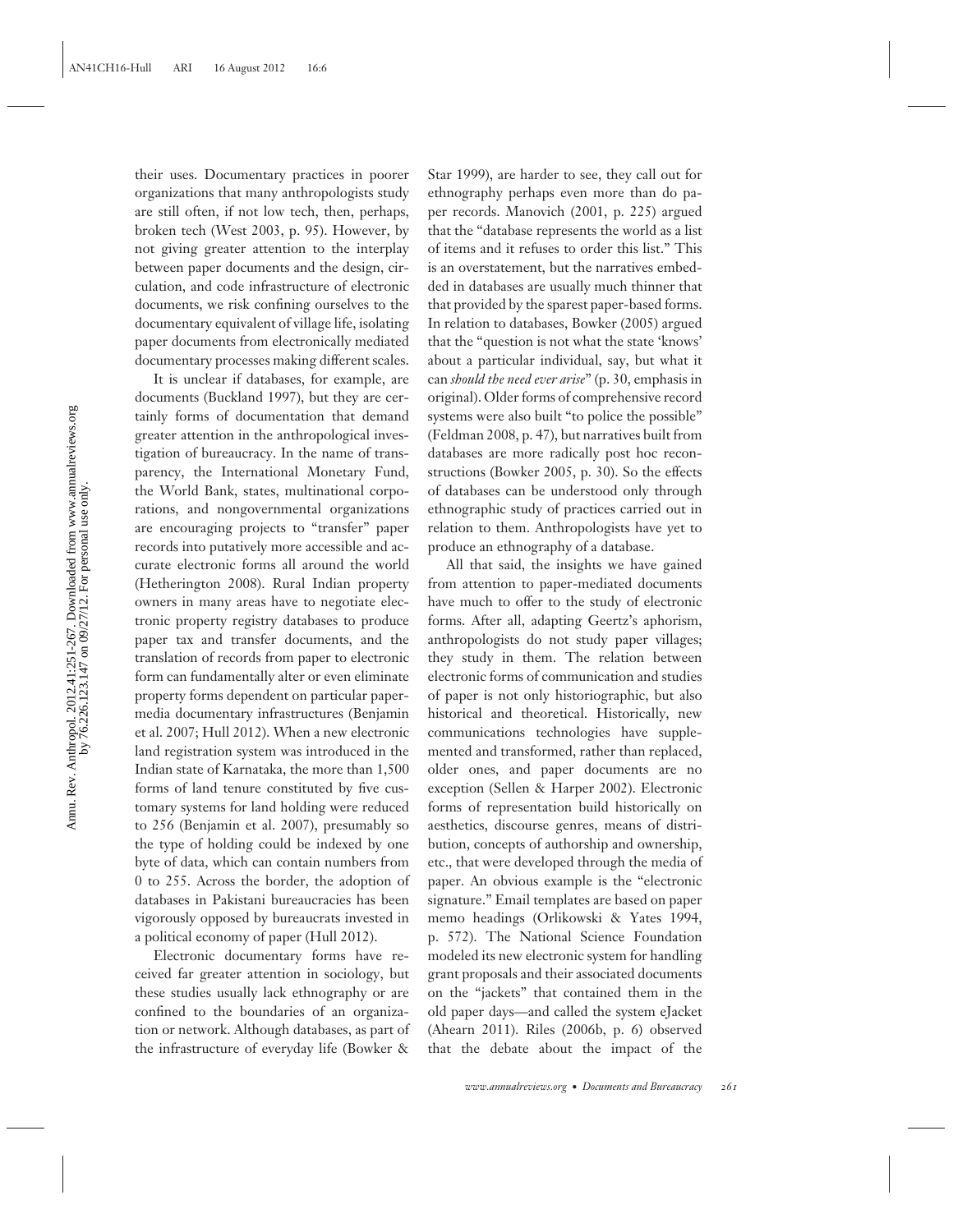their uses. Documentary practices in poorer organizations that many anthropologists study are still often, if not low tech, then, perhaps, broken tech (West 2003, p. 95). However, by not giving greater attention to the interplay between paper documents and the design, circulation, and code infrastructure of electronic documents, we risk confining ourselves to the documentary equivalent of village life, isolating paper documents from electronically mediated documentary processes making different scales.

It is unclear if databases, for example, are documents (Buckland 1997), but they are certainly forms of documentation that demand greater attention in the anthropological investigation of bureaucracy. In the name of transparency, the International Monetary Fund, the World Bank, states, multinational corporations, and nongovernmental organizations are encouraging projects to "transfer" paper records into putatively more accessible and accurate electronic forms all around the world (Hetherington 2008). Rural Indian property owners in many areas have to negotiate electronic property registry databases to produce paper tax and transfer documents, and the translation of records from paper to electronic form can fundamentally alter or even eliminate property forms dependent on particular paper-media documentary infrastructures (Benjamin et al. 2007; Hull 2012). When a new electronic land registration system was introduced in the Indian state of Karnataka, the more than 1,500 forms of land tenure constituted by five customary systems for land holding were reduced to 256 (Benjamin et al. 2007), presumably so the type of holding could be indexed by one byte of data, which can contain numbers from 0 to 255. Across the border, the adoption of databases in Pakistani bureaucracies has been vigorously opposed by bureaucrats invested in a political economy of paper (Hull 2012).

Electronic documentary forms have received far greater attention in sociology, but these studies usually lack ethnography or are confined to the boundaries of an organization or network. Although databases, as part of the infrastructure of everyday life (Bowker & Star 1999), are harder to see, they call out for ethnography perhaps even more than do paper records. Manovich (2001, p. 225) argued that the "database represents the world as a list of items and it refuses to order this list." This is an overstatement, but the narratives embedded in databases are usually much thinner that that provided by the sparest paper-based forms. In relation to databases, Bowker (2005) argued that the "question is not what the state 'knows' about a particular individual, say, but what it can *should the need ever arise*" (p. 30, emphasis in original). Older forms of comprehensive record systems were also built "to police the possible" (Feldman 2008, p. 47), but narratives built from databases are more radically post hoc reconstructions (Bowker 2005, p. 30). So the effects of databases can be understood only through ethnographic study of practices carried out in relation to them. Anthropologists have yet to produce an ethnography of a database.

All that said, the insights we have gained from attention to paper-mediated documents have much to offer to the study of electronic forms. After all, adapting Geertz's aphorism, anthropologists do not study paper villages; they study in them. The relation between electronic forms of communication and studies of paper is not only historiographic, but also historical and theoretical. Historically, new communications technologies have supplemented and transformed, rather than replaced, older ones, and paper documents are no exception (Sellen & Harper 2002). Electronic forms of representation build historically on aesthetics, discourse genres, means of distribution, concepts of authorship and ownership, etc., that were developed through the media of paper. An obvious example is the "electronic signature." Email templates are based on paper memo headings (Orlikowski & Yates 1994, p. 572). The National Science Foundation modeled its new electronic system for handling grant proposals and their associated documents on the "jackets" that contained them in the old paper days—and called the system eJacket (Ahearn 2011). Riles (2006b, p. 6) observed that the debate about the impact of the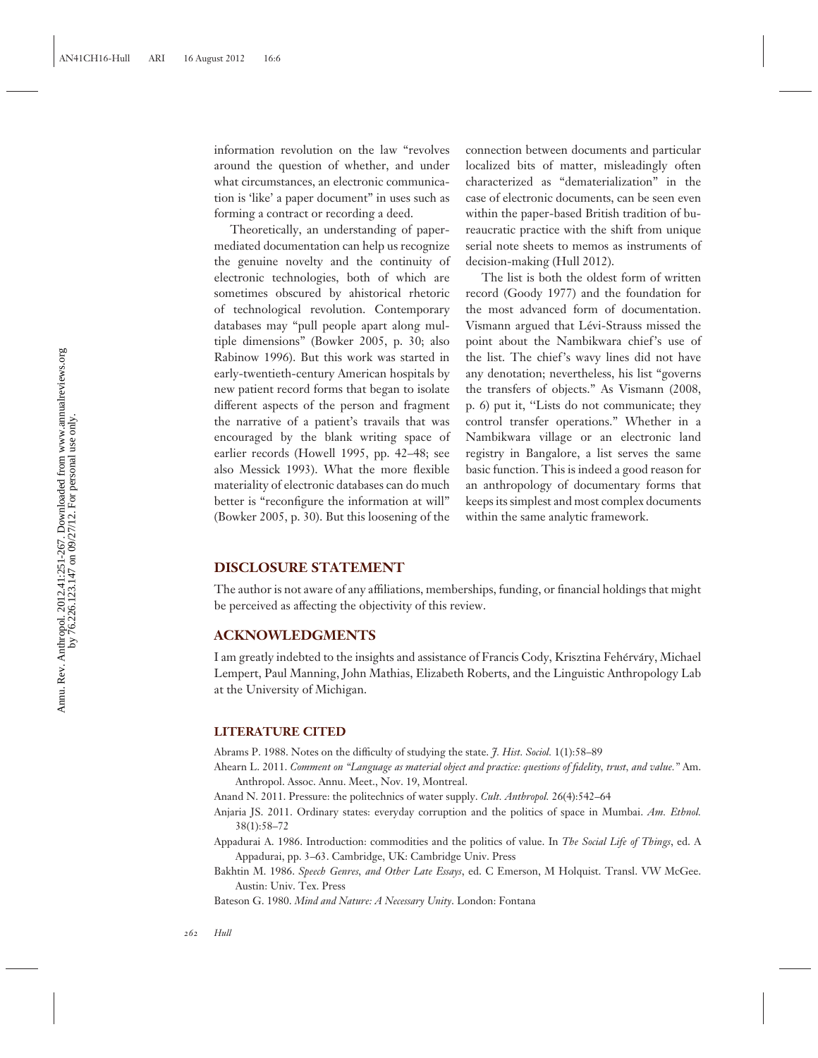information revolution on the law "revolves around the question of whether, and under what circumstances, an electronic communication is 'like' a paper document" in uses such as forming a contract or recording a deed.

Theoretically, an understanding of paper-mediated documentation can help us recognize the genuine novelty and the continuity of electronic technologies, both of which are sometimes obscured by ahistorical rhetoric of technological revolution. Contemporary databases may "pull people apart along multiple dimensions" (Bowker 2005, p. 30; also Rabinow 1996). But this work was started in early-twentieth-century American hospitals by new patient record forms that began to isolate different aspects of the person and fragment the narrative of a patient's travails that was encouraged by the blank writing space of earlier records (Howell 1995, pp. 42–48; see also Messick 1993). What the more flexible materiality of electronic databases can do much better is "reconfigure the information at will" (Bowker 2005, p. 30). But this loosening of the connection between documents and particular localized bits of matter, misleadingly often characterized as "dematerialization" in the case of electronic documents, can be seen even within the paper-based British tradition of bureaucratic practice with the shift from unique serial note sheets to memos as instruments of decision-making (Hull 2012).

The list is both the oldest form of written record (Goody 1977) and the foundation for the most advanced form of documentation. Vismann argued that Lévi-Strauss missed the point about the Nambikwara chief's use of the list. The chief's wavy lines did not have any denotation; nevertheless, his list "governs the transfers of objects." As Vismann (2008, p. 6) put it, "Lists do not communicate; they control transfer operations." Whether in a Nambikwara village or an electronic land registry in Bangalore, a list serves the same basic function. This is indeed a good reason for an anthropology of documentary forms that keeps its simplest and most complex documents within the same analytic framework.

## DISCLOSURE STATEMENT

The author is not aware of any affiliations, memberships, funding, or financial holdings that might be perceived as affecting the objectivity of this review.

## ACKNOWLEDGMENTS

I am greatly indebted to the insights and assistance of Francis Cody, Krisztina Fehérváry, Michael Lempert, Paul Manning, John Mathias, Elizabeth Roberts, and the Linguistic Anthropology Lab at the University of Michigan.

## LITERATURE CITED

Abrams P. 1988. Notes on the difficulty of studying the state. *J. Hist. Sociol.* 1(1):58–89

Ahearn L. 2011. *Comment on "Language as material object and practice: questions of fidelity, trust, and value."* Am. Anthropol. Assoc. Annu. Meet., Nov. 19, Montreal.

Anand N. 2011. Pressure: the politechnics of water supply. *Cult. Anthropol.* 26(4):542–64

Anjaria JS. 2011. Ordinary states: everyday corruption and the politics of space in Mumbai. *Am. Ethnol.* 38(1):58–72

Appadurai A. 1986. Introduction: commodities and the politics of value. In *The Social Life of Things*, ed. A Appadurai, pp. 3–63. Cambridge, UK: Cambridge Univ. Press

Bakhtin M. 1986. *Speech Genres, and Other Late Essays*, ed. C Emerson, M Holquist. Transl. VW McGee. Austin: Univ. Tex. Press

Bateson G. 1980. *Mind and Nature: A Necessary Unity*. London: Fontana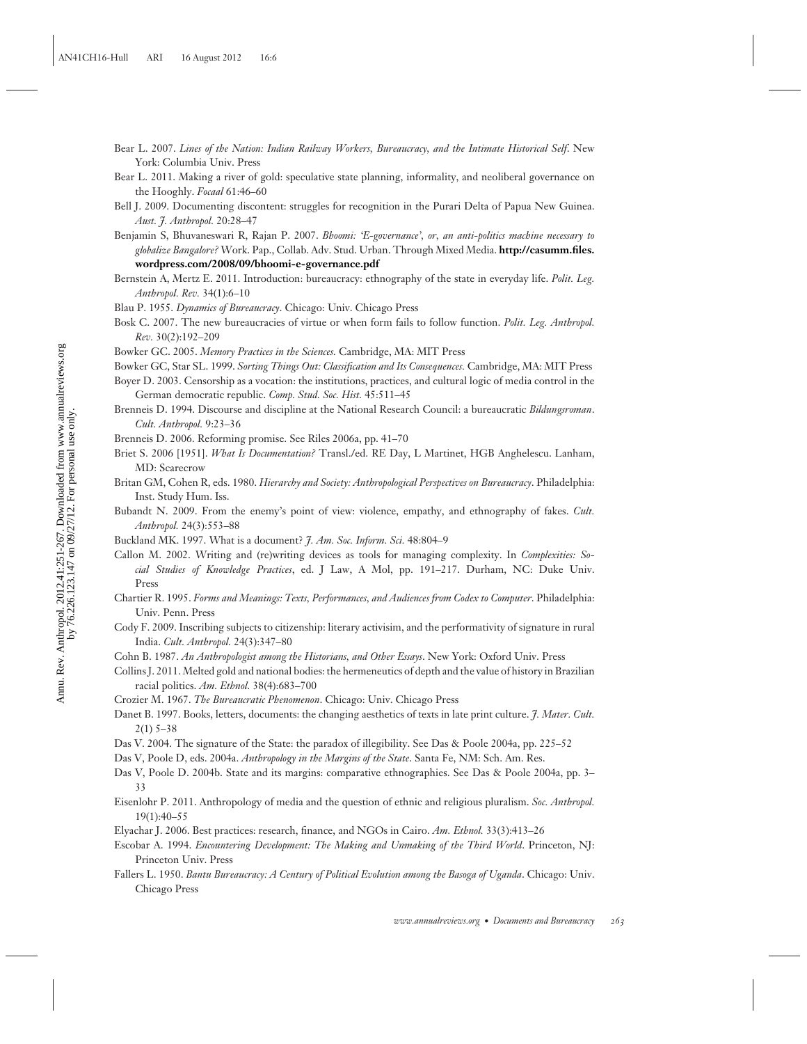Bear L. 2007. *Lines of the Nation: Indian Railway Workers, Bureaucracy, and the Intimate Historical Self*. New York: Columbia Univ. Press

Bear L. 2011. Making a river of gold: speculative state planning, informality, and neoliberal governance on the Hooghly. *Focaal* 61:46–60

Bell J. 2009. Documenting discontent: struggles for recognition in the Purari Delta of Papua New Guinea. *Aust. J. Anthropol.* 20:28–47

Benjamin S, Bhuvaneswari R, Rajan P. 2007. *Bhoomi: 'E-governance', or, an anti-politics machine necessary to globalize Bangalore?* Work. Pap., Collab. Adv. Stud. Urban. Through Mixed Media. **http://casumm.files.wordpress.com/2008/09/bhoomi-e-governance.pdf**

Bernstein A, Mertz E. 2011. Introduction: bureaucracy: ethnography of the state in everyday life. *Polit. Leg. Anthropol. Rev.* 34(1):6–10

Blau P. 1955. *Dynamics of Bureaucracy*. Chicago: Univ. Chicago Press

Bosk C. 2007. The new bureaucracies of virtue or when form fails to follow function. *Polit. Leg. Anthropol. Rev.* 30(2):192–209

Bowker GC. 2005. *Memory Practices in the Sciences.* Cambridge, MA: MIT Press

Bowker GC, Star SL. 1999. *Sorting Things Out: Classification and Its Consequences.* Cambridge, MA: MIT Press

Boyer D. 2003. Censorship as a vocation: the institutions, practices, and cultural logic of media control in the German democratic republic. *Comp. Stud. Soc. Hist.* 45:511–45

Brenneis D. 1994. Discourse and discipline at the National Research Council: a bureaucratic *Bildungsroman*. *Cult. Anthropol.* 9:23–36

Brenneis D. 2006. Reforming promise. See Riles 2006a, pp. 41–70

Briet S. 2006 [1951]. *What Is Documentation?* Transl./ed. RE Day, L Martinet, HGB Anghelescu. Lanham, MD: Scarecrow

Britan GM, Cohen R, eds. 1980. *Hierarchy and Society: Anthropological Perspectives on Bureaucracy*. Philadelphia: Inst. Study Hum. Iss.

Bubandt N. 2009. From the enemy's point of view: violence, empathy, and ethnography of fakes. *Cult. Anthropol.* 24(3):553–88

Buckland MK. 1997. What is a document? *J. Am. Soc. Inform. Sci.* 48:804–9

Callon M. 2002. Writing and (re)writing devices as tools for managing complexity. In *Complexities: Social Studies of Knowledge Practices*, ed. J Law, A Mol, pp. 191–217. Durham, NC: Duke Univ. Press

Chartier R. 1995. *Forms and Meanings: Texts, Performances, and Audiences from Codex to Computer*. Philadelphia: Univ. Penn. Press

Cody F. 2009. Inscribing subjects to citizenship: literary activisim, and the performativity of signature in rural India. *Cult. Anthropol.* 24(3):347–80

Cohn B. 1987. *An Anthropologist among the Historians, and Other Essays*. New York: Oxford Univ. Press

Collins J. 2011. Melted gold and national bodies: the hermeneutics of depth and the value of history in Brazilian racial politics. *Am. Ethnol.* 38(4):683–700

Crozier M. 1967. *The Bureaucratic Phenomenon*. Chicago: Univ. Chicago Press

Danet B. 1997. Books, letters, documents: the changing aesthetics of texts in late print culture. *J. Mater. Cult.* 2(1) 5–38

Das V. 2004. The signature of the State: the paradox of illegibility. See Das & Poole 2004a, pp. 225–52

Das V, Poole D, eds. 2004a. *Anthropology in the Margins of the State*. Santa Fe, NM: Sch. Am. Res.

Das V, Poole D. 2004b. State and its margins: comparative ethnographies. See Das & Poole 2004a, pp. 3–33

Eisenlohr P. 2011. Anthropology of media and the question of ethnic and religious pluralism. *Soc. Anthropol.* 19(1):40–55

Elyachar J. 2006. Best practices: research, finance, and NGOs in Cairo. *Am. Ethnol.* 33(3):413–26

Escobar A. 1994. *Encountering Development: The Making and Unmaking of the Third World*. Princeton, NJ: Princeton Univ. Press

Fallers L. 1950. *Bantu Bureaucracy: A Century of Political Evolution among the Basoga of Uganda*. Chicago: Univ. Chicago Press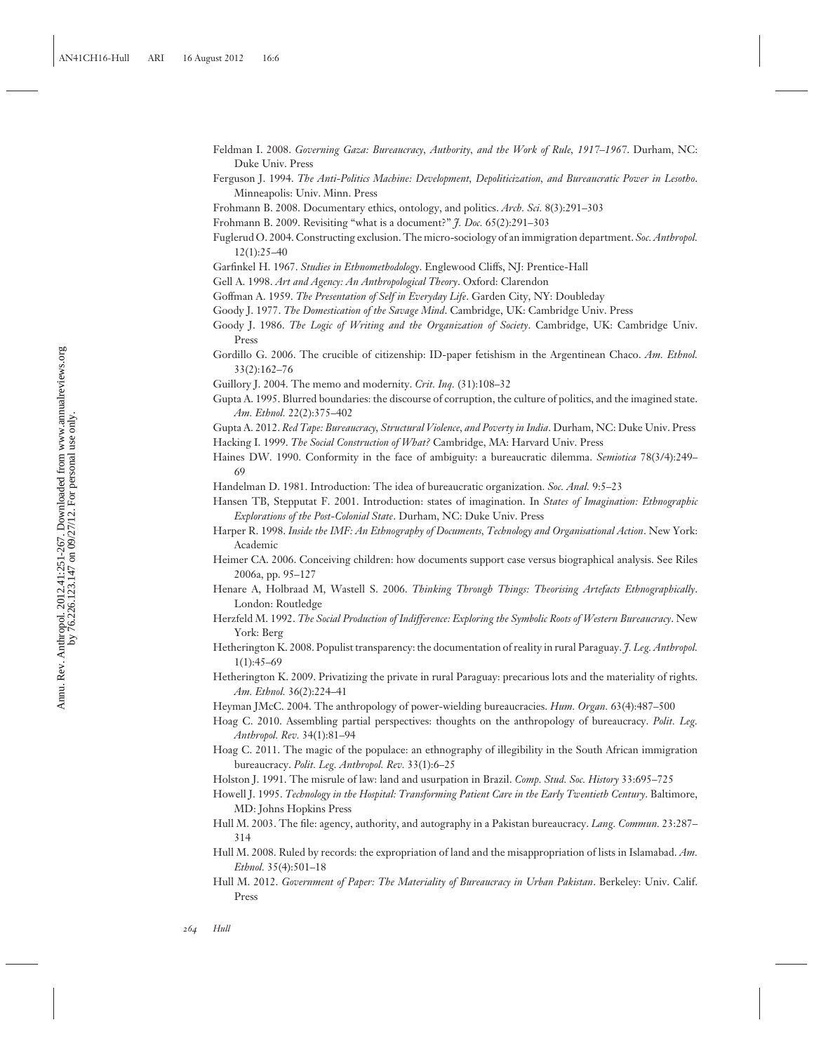Feldman I. 2008. *Governing Gaza: Bureaucracy, Authority, and the Work of Rule, 1917–1967*. Durham, NC: Duke Univ. Press

Ferguson J. 1994. *The Anti-Politics Machine: Development, Depoliticization, and Bureaucratic Power in Lesotho*. Minneapolis: Univ. Minn. Press

Frohmann B. 2008. Documentary ethics, ontology, and politics. *Arch. Sci.* 8(3):291–303

Frohmann B. 2009. Revisiting "what is a document?" *J. Doc.* 65(2):291–303

Fuglerud O. 2004. Constructing exclusion. The micro-sociology of an immigration department. *Soc. Anthropol.* 12(1):25–40

Garfinkel H. 1967. *Studies in Ethnomethodology*. Englewood Cliffs, NJ: Prentice-Hall

Gell A. 1998. *Art and Agency: An Anthropological Theory*. Oxford: Clarendon

Goffman A. 1959. *The Presentation of Self in Everyday Life*. Garden City, NY: Doubleday

Goody J. 1977. *The Domestication of the Savage Mind*. Cambridge, UK: Cambridge Univ. Press

Goody J. 1986. *The Logic of Writing and the Organization of Society*. Cambridge, UK: Cambridge Univ. Press

Gordillo G. 2006. The crucible of citizenship: ID-paper fetishism in the Argentinean Chaco. *Am. Ethnol.* 33(2):162–76

Guillory J. 2004. The memo and modernity. *Crit. Inq.* (31):108–32

Gupta A. 1995. Blurred boundaries: the discourse of corruption, the culture of politics, and the imagined state. *Am. Ethnol.* 22(2):375–402

Gupta A. 2012. *Red Tape: Bureaucracy, Structural Violence, and Poverty in India*. Durham, NC: Duke Univ. Press

Hacking I. 1999. *The Social Construction of What?* Cambridge, MA: Harvard Univ. Press

Haines DW. 1990. Conformity in the face of ambiguity: a bureaucratic dilemma. *Semiotica* 78(3/4):249–69

Handelman D. 1981. Introduction: The idea of bureaucratic organization. *Soc. Anal.* 9:5–23

Hansen TB, Stepputat F. 2001. Introduction: states of imagination. In *States of Imagination: Ethnographic Explorations of the Post-Colonial State*. Durham, NC: Duke Univ. Press

Harper R. 1998. *Inside the IMF: An Ethnography of Documents, Technology and Organisational Action*. New York: Academic

Heimer CA. 2006. Conceiving children: how documents support case versus biographical analysis. See Riles 2006a, pp. 95–127

Henare A, Holbraad M, Wastell S. 2006. *Thinking Through Things: Theorising Artefacts Ethnographically*. London: Routledge

Herzfeld M. 1992. *The Social Production of Indifference: Exploring the Symbolic Roots of Western Bureaucracy*. New York: Berg

Hetherington K. 2008. Populist transparency: the documentation of reality in rural Paraguay. *J. Leg. Anthropol.* 1(1):45–69

Hetherington K. 2009. Privatizing the private in rural Paraguay: precarious lots and the materiality of rights. *Am. Ethnol.* 36(2):224–41

Heyman JMcC. 2004. The anthropology of power-wielding bureaucracies. *Hum. Organ.* 63(4):487–500

Hoag C. 2010. Assembling partial perspectives: thoughts on the anthropology of bureaucracy. *Polit. Leg. Anthropol. Rev.* 34(1):81–94

Hoag C. 2011. The magic of the populace: an ethnography of illegibility in the South African immigration bureaucracy. *Polit. Leg. Anthropol. Rev.* 33(1):6–25

Holston J. 1991. The misrule of law: land and usurpation in Brazil. *Comp. Stud. Soc. History* 33:695–725

Howell J. 1995. *Technology in the Hospital: Transforming Patient Care in the Early Twentieth Century*. Baltimore, MD: Johns Hopkins Press

Hull M. 2003. The file: agency, authority, and autography in a Pakistan bureaucracy. *Lang. Commun.* 23:287–314

Hull M. 2008. Ruled by records: the expropriation of land and the misappropriation of lists in Islamabad. *Am. Ethnol.* 35(4):501–18

Hull M. 2012. *Government of Paper: The Materiality of Bureaucracy in Urban Pakistan*. Berkeley: Univ. Calif. Press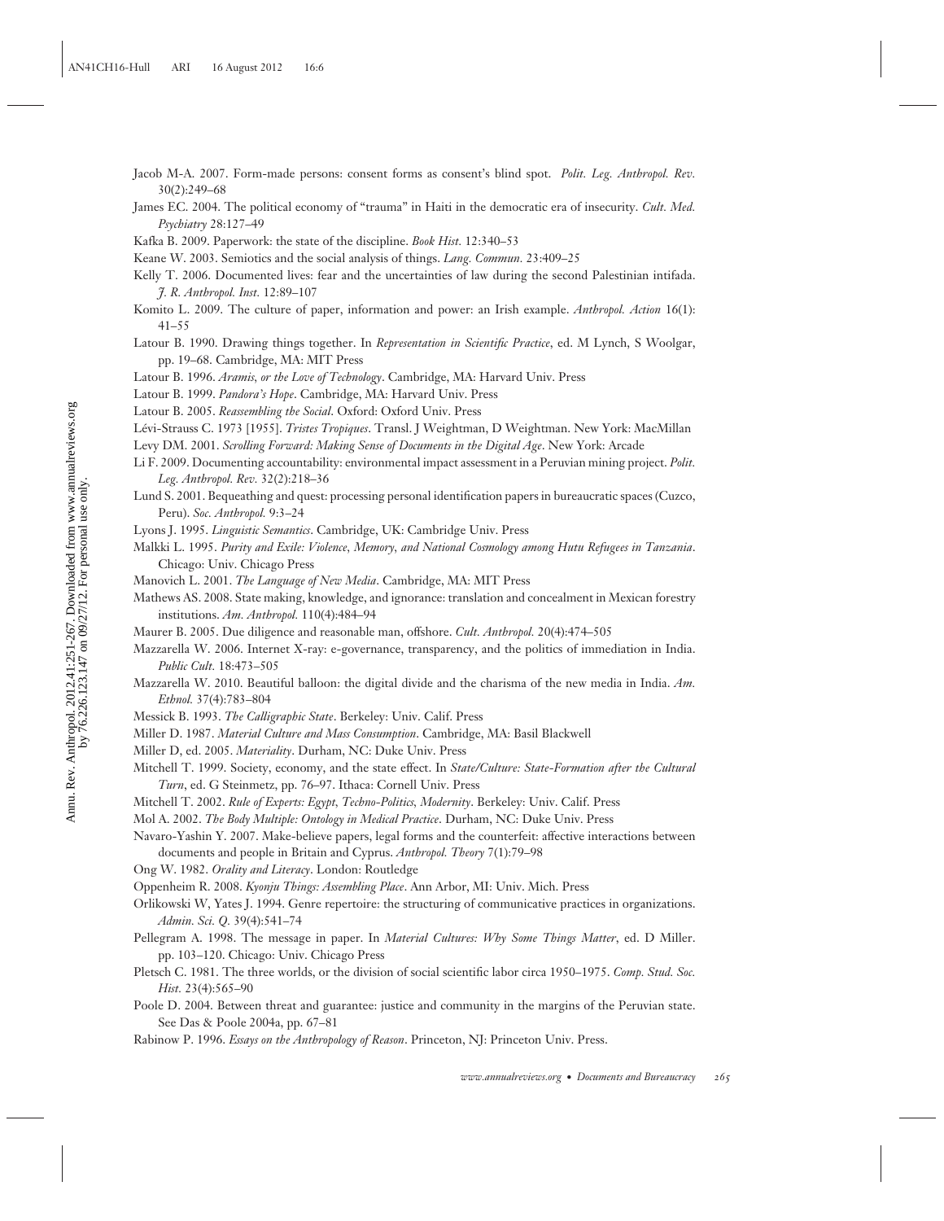Jacob M-A. 2007. Form-made persons: consent forms as consent's blind spot. *Polit. Leg. Anthropol. Rev.* 30(2):249–68

James EC. 2004. The political economy of "trauma" in Haiti in the democratic era of insecurity. *Cult. Med. Psychiatry* 28:127–49

Kafka B. 2009. Paperwork: the state of the discipline. *Book Hist.* 12:340–53

Keane W. 2003. Semiotics and the social analysis of things. *Lang. Commun.* 23:409–25

Kelly T. 2006. Documented lives: fear and the uncertainties of law during the second Palestinian intifada. *J. R. Anthropol. Inst.* 12:89–107

Komito L. 2009. The culture of paper, information and power: an Irish example. *Anthropol. Action* 16(1): 41–55

Latour B. 1990. Drawing things together. In *Representation in Scientific Practice*, ed. M Lynch, S Woolgar, pp. 19–68. Cambridge, MA: MIT Press

Latour B. 1996. *Aramis, or the Love of Technology*. Cambridge, MA: Harvard Univ. Press

Latour B. 1999. *Pandora's Hope*. Cambridge, MA: Harvard Univ. Press

Latour B. 2005. *Reassembling the Social*. Oxford: Oxford Univ. Press

Lévi-Strauss C. 1973 [1955]. *Tristes Tropiques*. Transl. J Weightman, D Weightman. New York: MacMillan

Levy DM. 2001. *Scrolling Forward: Making Sense of Documents in the Digital Age*. New York: Arcade

Li F. 2009. Documenting accountability: environmental impact assessment in a Peruvian mining project. *Polit. Leg. Anthropol. Rev.* 32(2):218–36

Lund S. 2001. Bequeathing and quest: processing personal identification papers in bureaucratic spaces (Cuzco, Peru). *Soc. Anthropol.* 9:3–24

Lyons J. 1995. *Linguistic Semantics*. Cambridge, UK: Cambridge Univ. Press

Malkki L. 1995. *Purity and Exile: Violence, Memory, and National Cosmology among Hutu Refugees in Tanzania*. Chicago: Univ. Chicago Press

Manovich L. 2001. *The Language of New Media*. Cambridge, MA: MIT Press

Mathews AS. 2008. State making, knowledge, and ignorance: translation and concealment in Mexican forestry institutions. *Am. Anthropol.* 110(4):484–94

Maurer B. 2005. Due diligence and reasonable man, offshore. *Cult. Anthropol.* 20(4):474–505

Mazzarella W. 2006. Internet X-ray: e-governance, transparency, and the politics of immediation in India. *Public Cult.* 18:473–505

Mazzarella W. 2010. Beautiful balloon: the digital divide and the charisma of the new media in India. *Am. Ethnol.* 37(4):783–804

Messick B. 1993. *The Calligraphic State*. Berkeley: Univ. Calif. Press

Miller D. 1987. *Material Culture and Mass Consumption*. Cambridge, MA: Basil Blackwell

Miller D, ed. 2005. *Materiality*. Durham, NC: Duke Univ. Press

Mitchell T. 1999. Society, economy, and the state effect. In *State/Culture: State-Formation after the Cultural Turn*, ed. G Steinmetz, pp. 76–97. Ithaca: Cornell Univ. Press

Mitchell T. 2002. *Rule of Experts: Egypt, Techno-Politics, Modernity*. Berkeley: Univ. Calif. Press

Mol A. 2002. *The Body Multiple: Ontology in Medical Practice*. Durham, NC: Duke Univ. Press

Navaro-Yashin Y. 2007. Make-believe papers, legal forms and the counterfeit: affective interactions between documents and people in Britain and Cyprus. *Anthropol. Theory* 7(1):79–98

Ong W. 1982. *Orality and Literacy*. London: Routledge

Oppenheim R. 2008. *Kyonju Things: Assembling Place*. Ann Arbor, MI: Univ. Mich. Press

Orlikowski W, Yates J. 1994. Genre repertoire: the structuring of communicative practices in organizations. *Admin. Sci. Q.* 39(4):541–74

Pellegram A. 1998. The message in paper. In *Material Cultures: Why Some Things Matter*, ed. D Miller. pp. 103–120. Chicago: Univ. Chicago Press

Pletsch C. 1981. The three worlds, or the division of social scientific labor circa 1950–1975. *Comp. Stud. Soc. Hist.* 23(4):565–90

Poole D. 2004. Between threat and guarantee: justice and community in the margins of the Peruvian state. See Das & Poole 2004a, pp. 67–81

Rabinow P. 1996. *Essays on the Anthropology of Reason*. Princeton, NJ: Princeton Univ. Press.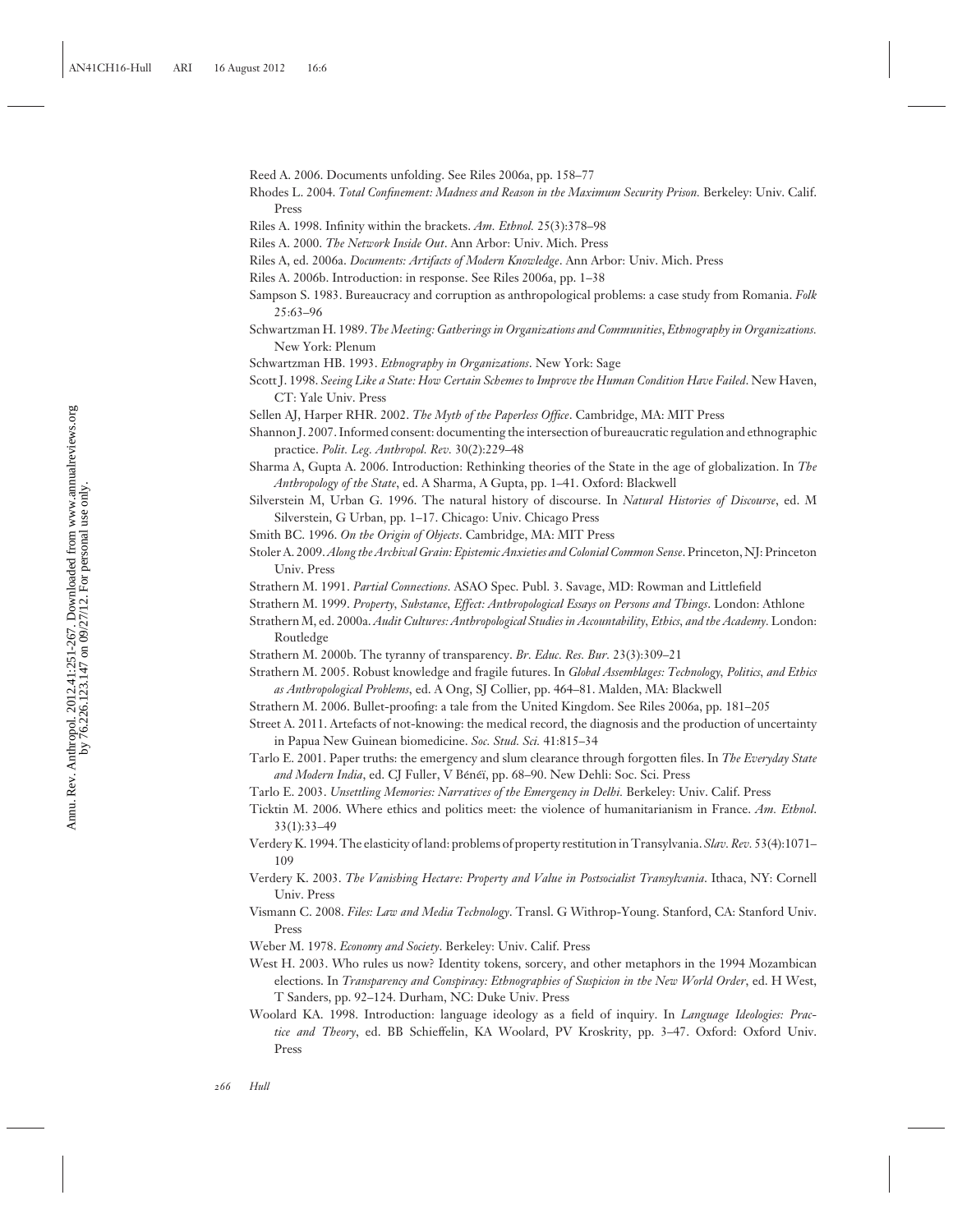Reed A. 2006. Documents unfolding. See Riles 2006a, pp. 158–77

Rhodes L. 2004. *Total Confinement: Madness and Reason in the Maximum Security Prison*. Berkeley: Univ. Calif. Press

Riles A. 1998. Infinity within the brackets. *Am. Ethnol.* 25(3):378–98

Riles A. 2000. *The Network Inside Out*. Ann Arbor: Univ. Mich. Press

Riles A, ed. 2006a. *Documents: Artifacts of Modern Knowledge*. Ann Arbor: Univ. Mich. Press

Riles A. 2006b. Introduction: in response. See Riles 2006a, pp. 1–38

Sampson S. 1983. Bureaucracy and corruption as anthropological problems: a case study from Romania. *Folk* 25:63–96

Schwartzman H. 1989. *The Meeting: Gatherings in Organizations and Communities, Ethnography in Organizations.* New York: Plenum

Schwartzman HB. 1993. *Ethnography in Organizations*. New York: Sage

Scott J. 1998. *Seeing Like a State: How Certain Schemes to Improve the Human Condition Have Failed*. New Haven, CT: Yale Univ. Press

Sellen AJ, Harper RHR. 2002. *The Myth of the Paperless Office*. Cambridge, MA: MIT Press

Shannon J. 2007. Informed consent: documenting the intersection of bureaucratic regulation and ethnographic practice. *Polit. Leg. Anthropol. Rev.* 30(2):229–48

Sharma A, Gupta A. 2006. Introduction: Rethinking theories of the State in the age of globalization. In *The Anthropology of the State*, ed. A Sharma, A Gupta, pp. 1–41. Oxford: Blackwell

Silverstein M, Urban G. 1996. The natural history of discourse. In *Natural Histories of Discourse*, ed. M Silverstein, G Urban, pp. 1–17. Chicago: Univ. Chicago Press

Smith BC. 1996. *On the Origin of Objects*. Cambridge, MA: MIT Press

Stoler A. 2009. *Along the Archival Grain: Epistemic Anxieties and Colonial Common Sense*. Princeton, NJ: Princeton Univ. Press

Strathern M. 1991. *Partial Connections*. ASAO Spec. Publ. 3. Savage, MD: Rowman and Littlefield

Strathern M. 1999. *Property, Substance, Effect: Anthropological Essays on Persons and Things*. London: Athlone

Strathern M, ed. 2000a. *Audit Cultures: Anthropological Studies in Accountability, Ethics, and the Academy.* London: Routledge

Strathern M. 2000b. The tyranny of transparency. *Br. Educ. Res. Bur.* 23(3):309–21

Strathern M. 2005. Robust knowledge and fragile futures. In *Global Assemblages: Technology, Politics, and Ethics as Anthropological Problems*, ed. A Ong, SJ Collier, pp. 464–81. Malden, MA: Blackwell

Strathern M. 2006. Bullet-proofing: a tale from the United Kingdom. See Riles 2006a, pp. 181–205

Street A. 2011. Artefacts of not-knowing: the medical record, the diagnosis and the production of uncertainty in Papua New Guinean biomedicine. *Soc. Stud. Sci.* 41:815–34

Tarlo E. 2001. Paper truths: the emergency and slum clearance through forgotten files. In *The Everyday State and Modern India*, ed. CJ Fuller, V Bénéï, pp. 68–90. New Dehli: Soc. Sci. Press

Tarlo E. 2003. *Unsettling Memories: Narratives of the Emergency in Delhi.* Berkeley: Univ. Calif. Press

Ticktin M. 2006. Where ethics and politics meet: the violence of humanitarianism in France. *Am. Ethnol.* 33(1):33–49

Verdery K. 1994. The elasticity of land: problems of property restitution in Transylvania. *Slav. Rev.* 53(4):1071–109

Verdery K. 2003. *The Vanishing Hectare: Property and Value in Postsocialist Transylvania*. Ithaca, NY: Cornell Univ. Press

Vismann C. 2008. *Files: Law and Media Technology*. Transl. G Withrop-Young. Stanford, CA: Stanford Univ. Press

Weber M. 1978. *Economy and Society*. Berkeley: Univ. Calif. Press

West H. 2003. Who rules us now? Identity tokens, sorcery, and other metaphors in the 1994 Mozambican elections. In *Transparency and Conspiracy: Ethnographies of Suspicion in the New World Order*, ed. H West, T Sanders, pp. 92–124. Durham, NC: Duke Univ. Press

Woolard KA. 1998. Introduction: language ideology as a field of inquiry. In *Language Ideologies: Practice and Theory*, ed. BB Schieffelin, KA Woolard, PV Kroskrity, pp. 3–47. Oxford: Oxford Univ. Press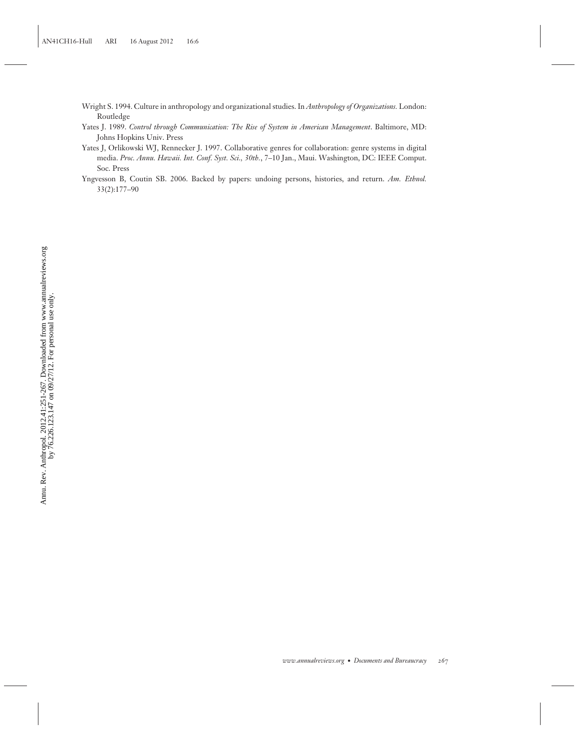Wright S. 1994. Culture in anthropology and organizational studies. In *Anthropology of Organizations*. London: Routledge

Yates J. 1989. *Control through Communication: The Rise of System in American Management*. Baltimore, MD: Johns Hopkins Univ. Press

Yates J, Orlikowski WJ, Rennecker J. 1997. Collaborative genres for collaboration: genre systems in digital media. *Proc. Annu. Hawaii. Int. Conf. Syst. Sci., 30th.*, 7–10 Jan., Maui. Washington, DC: IEEE Comput. Soc. Press

Yngvesson B, Coutin SB. 2006. Backed by papers: undoing persons, histories, and return. *Am. Ethnol.* 33(2):177–90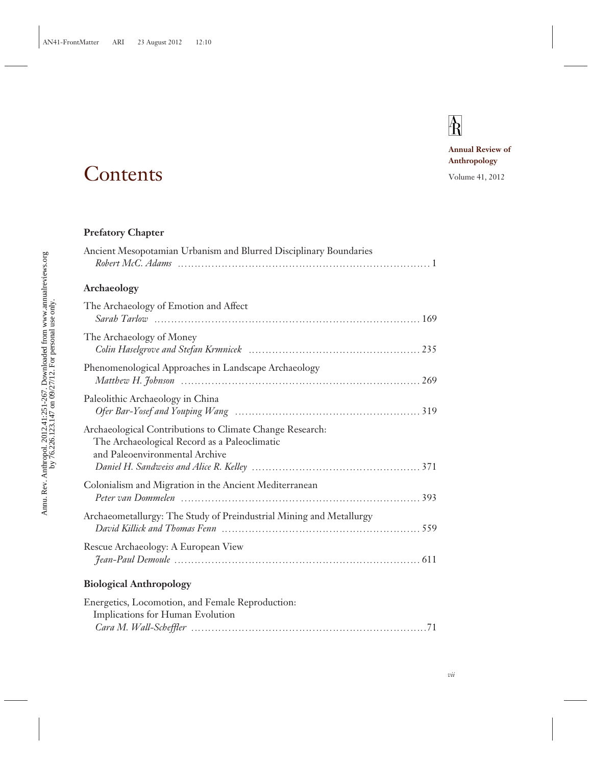# Contents

Annual Review of Anthropology

Volume 41, 2012

## Prefatory Chapter

Ancient Mesopotamian Urbanism and Blurred Disciplinary Boundaries
*Robert McC. Adams* . . . 1

## Archaeology

The Archaeology of Emotion and Affect
*Sarah Tarlow* . . . 169

The Archaeology of Money
*Colin Haselgrove and Stefan Krmnicek* . . . 235

Phenomenological Approaches in Landscape Archaeology
*Matthew H. Johnson* . . . 269

Paleolithic Archaeology in China
*Ofer Bar-Yosef and Youping Wang* . . . 319

Archaeological Contributions to Climate Change Research: The Archaeological Record as a Paleoclimatic and Paleoenvironmental Archive
*Daniel H. Sandweiss and Alice R. Kelley* . . . 371

Colonialism and Migration in the Ancient Mediterranean
*Peter van Dommelen* . . . 393

Archaeometallurgy: The Study of Preindustrial Mining and Metallurgy
*David Killick and Thomas Fenn* . . . 559

Rescue Archaeology: A European View
*Jean-Paul Demoule* . . . 611

## Biological Anthropology

Energetics, Locomotion, and Female Reproduction: Implications for Human Evolution
*Cara M. Wall-Scheffler* . . . 71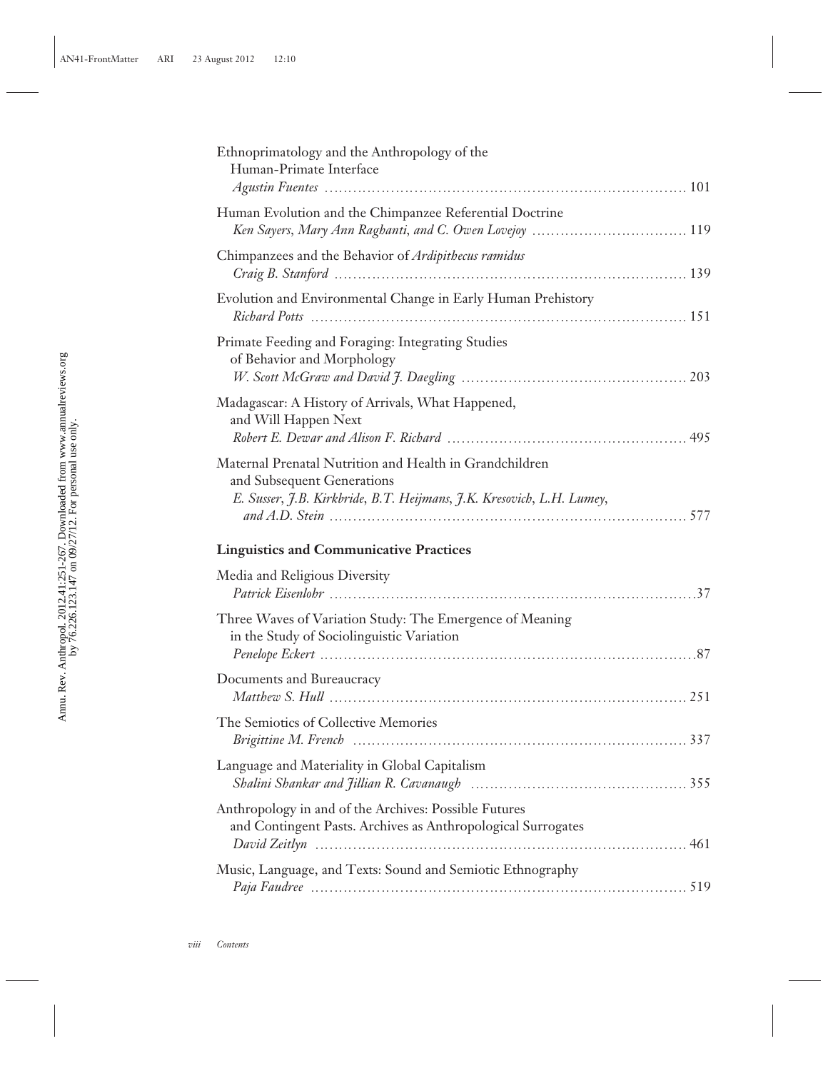Ethnoprimatology and the Anthropology of the Human-Primate Interface
*Agustin Fuentes* ............................................................................ 101

Human Evolution and the Chimpanzee Referential Doctrine
*Ken Sayers, Mary Ann Raghanti, and C. Owen Lovejoy* ................................ 119

Chimpanzees and the Behavior of *Ardipithecus ramidus*
*Craig B. Stanford* ........................................................................ 139

Evolution and Environmental Change in Early Human Prehistory
*Richard Potts* ............................................................................ 151

Primate Feeding and Foraging: Integrating Studies of Behavior and Morphology
*W. Scott McGraw and David J. Daegling* ................................................. 203

Madagascar: A History of Arrivals, What Happened, and Will Happen Next
*Robert E. Dewar and Alison F. Richard* ................................................ 495

Maternal Prenatal Nutrition and Health in Grandchildren and Subsequent Generations
*E. Susser, J.B. Kirkbride, B.T. Heijmans, J.K. Kresovich, L.H. Lumey, and A.D. Stein* ........................................................................ 577

## Linguistics and Communicative Practices

Media and Religious Diversity
*Patrick Eisenlohr* .......................................................................... 37

Three Waves of Variation Study: The Emergence of Meaning in the Study of Sociolinguistic Variation
*Penelope Eckert* ............................................................................ 87

Documents and Bureaucracy
*Matthew S. Hull* .......................................................................... 251

The Semiotics of Collective Memories
*Brigittine M. French* ..................................................................... 337

Language and Materiality in Global Capitalism
*Shalini Shankar and Jillian R. Cavanaugh* ............................................ 355

Anthropology in and of the Archives: Possible Futures and Contingent Pasts. Archives as Anthropological Surrogates
*David Zeitlyn* ............................................................................ 461

Music, Language, and Texts: Sound and Semiotic Ethnography
*Paja Faudree* ............................................................................ 519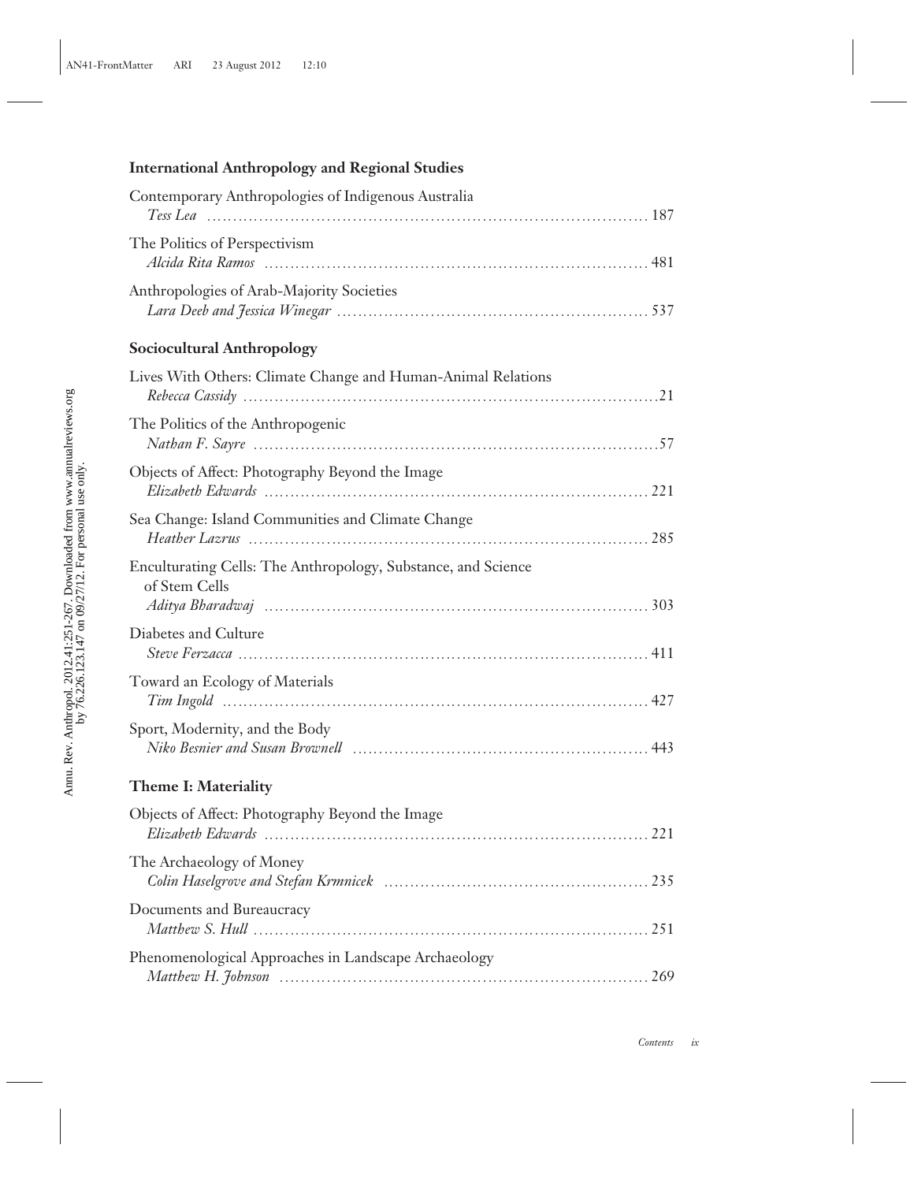## International Anthropology and Regional Studies

Contemporary Anthropologies of Indigenous Australia
*Tess Lea* ........ 187

The Politics of Perspectivism
*Alcida Rita Ramos* ........ 481

Anthropologies of Arab-Majority Societies
*Lara Deeb and Jessica Winegar* ........ 537

## Sociocultural Anthropology

Lives With Others: Climate Change and Human-Animal Relations
*Rebecca Cassidy* ........ 21

The Politics of the Anthropogenic
*Nathan F. Sayre* ........ 57

Objects of Affect: Photography Beyond the Image
*Elizabeth Edwards* ........ 221

Sea Change: Island Communities and Climate Change
*Heather Lazrus* ........ 285

Enculturating Cells: The Anthropology, Substance, and Science of Stem Cells
*Aditya Bharadwaj* ........ 303

Diabetes and Culture
*Steve Ferzacca* ........ 411

Toward an Ecology of Materials
*Tim Ingold* ........ 427

Sport, Modernity, and the Body
*Niko Besnier and Susan Brownell* ........ 443

## Theme I: Materiality

Objects of Affect: Photography Beyond the Image
*Elizabeth Edwards* ........ 221

The Archaeology of Money
*Colin Haselgrove and Stefan Krmnicek* ........ 235

Documents and Bureaucracy
*Matthew S. Hull* ........ 251

Phenomenological Approaches in Landscape Archaeology
*Matthew H. Johnson* ........ 269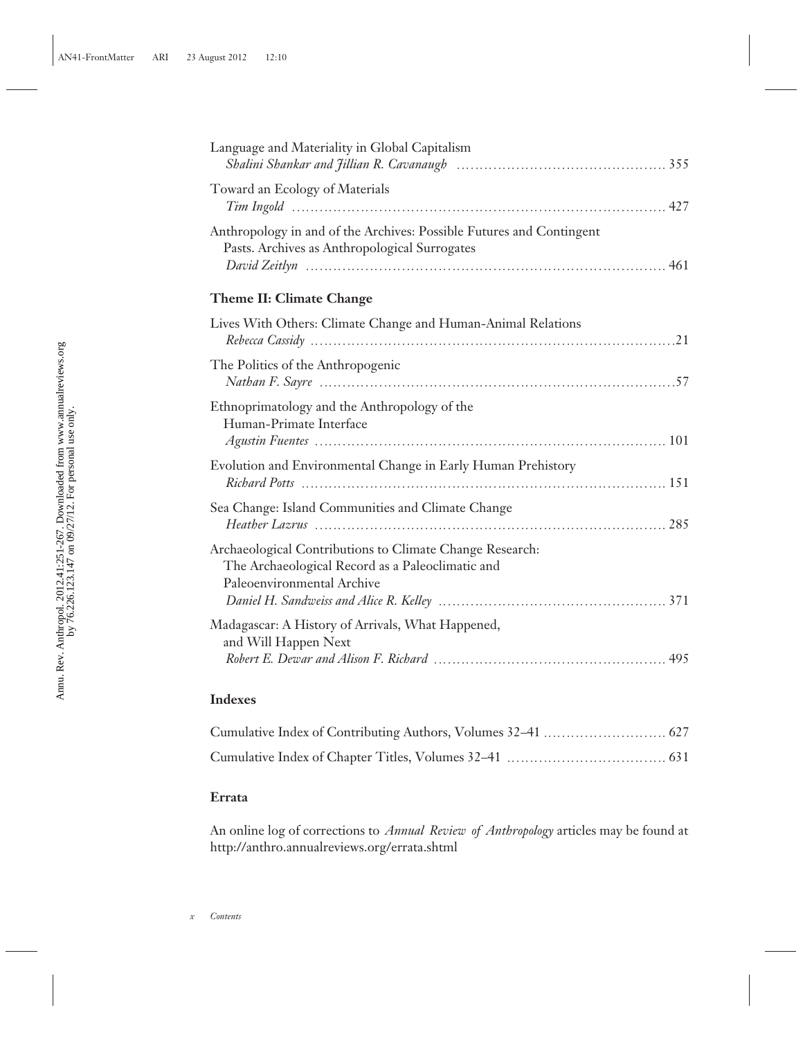Language and Materiality in Global Capitalism
*Shalini Shankar and Jillian R. Cavanaugh* ............................................ 355

Toward an Ecology of Materials
*Tim Ingold* ........................................................................ 427

Anthropology in and of the Archives: Possible Futures and Contingent Pasts. Archives as Anthropological Surrogates
*David Zeitlyn* .................................................................... 461

**Theme II: Climate Change**

Lives With Others: Climate Change and Human-Animal Relations
*Rebecca Cassidy* ...................................................................21

The Politics of the Anthropogenic
*Nathan F. Sayre* ...................................................................57

Ethnoprimatology and the Anthropology of the Human-Primate Interface
*Agustin Fuentes* .................................................................. 101

Evolution and Environmental Change in Early Human Prehistory
*Richard Potts* ..................................................................... 151

Sea Change: Island Communities and Climate Change
*Heather Lazrus* .................................................................... 285

Archaeological Contributions to Climate Change Research: The Archaeological Record as a Paleoclimatic and Paleoenvironmental Archive
*Daniel H. Sandweiss and Alice R. Kelley* ............................................ 371

Madagascar: A History of Arrivals, What Happened, and Will Happen Next
*Robert E. Dewar and Alison F. Richard* .............................................. 495

**Indexes**

Cumulative Index of Contributing Authors, Volumes 32–41 .......................... 627

Cumulative Index of Chapter Titles, Volumes 32–41 ................................ 631

**Errata**

An online log of corrections to *Annual Review of Anthropology* articles may be found at http://anthro.annualreviews.org/errata.shtml